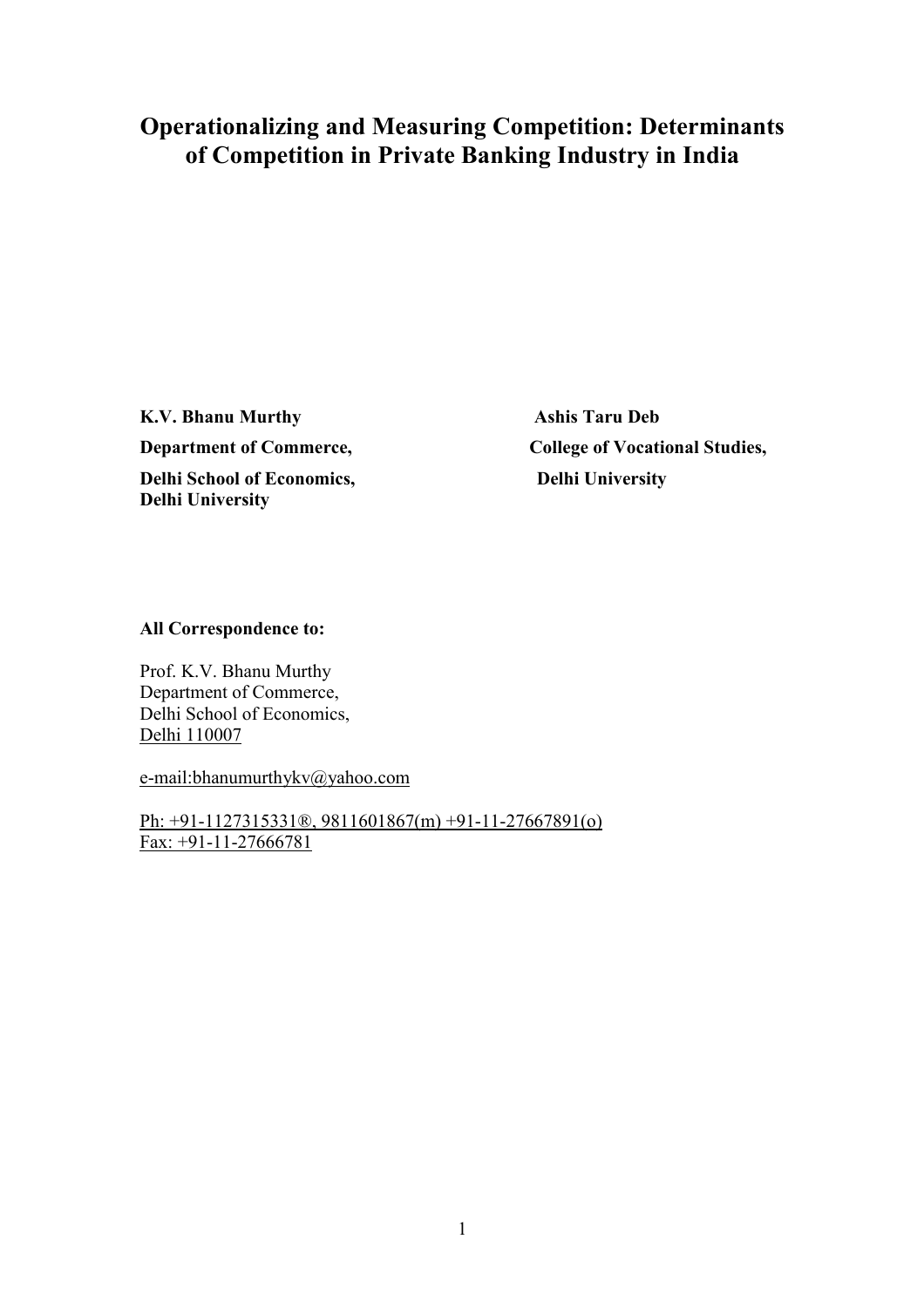# Operationalizing and Measuring Competition: Determinants of Competition in Private Banking Industry in India

**K.V. Bhanu Murthy**
**Department of Commerce,**
**Delhi School of Economics,**
**Delhi University**

**Ashis Taru Deb**
**College of Vocational Studies,**
**Delhi University**

**All Correspondence to:**

Prof. K.V. Bhanu Murthy
Department of Commerce,
Delhi School of Economics,
Delhi 110007

e-mail:bhanumurthykv@yahoo.com

Ph: +91-1127315331®, 9811601867(m) +91-11-27667891(o)
Fax: +91-11-27666781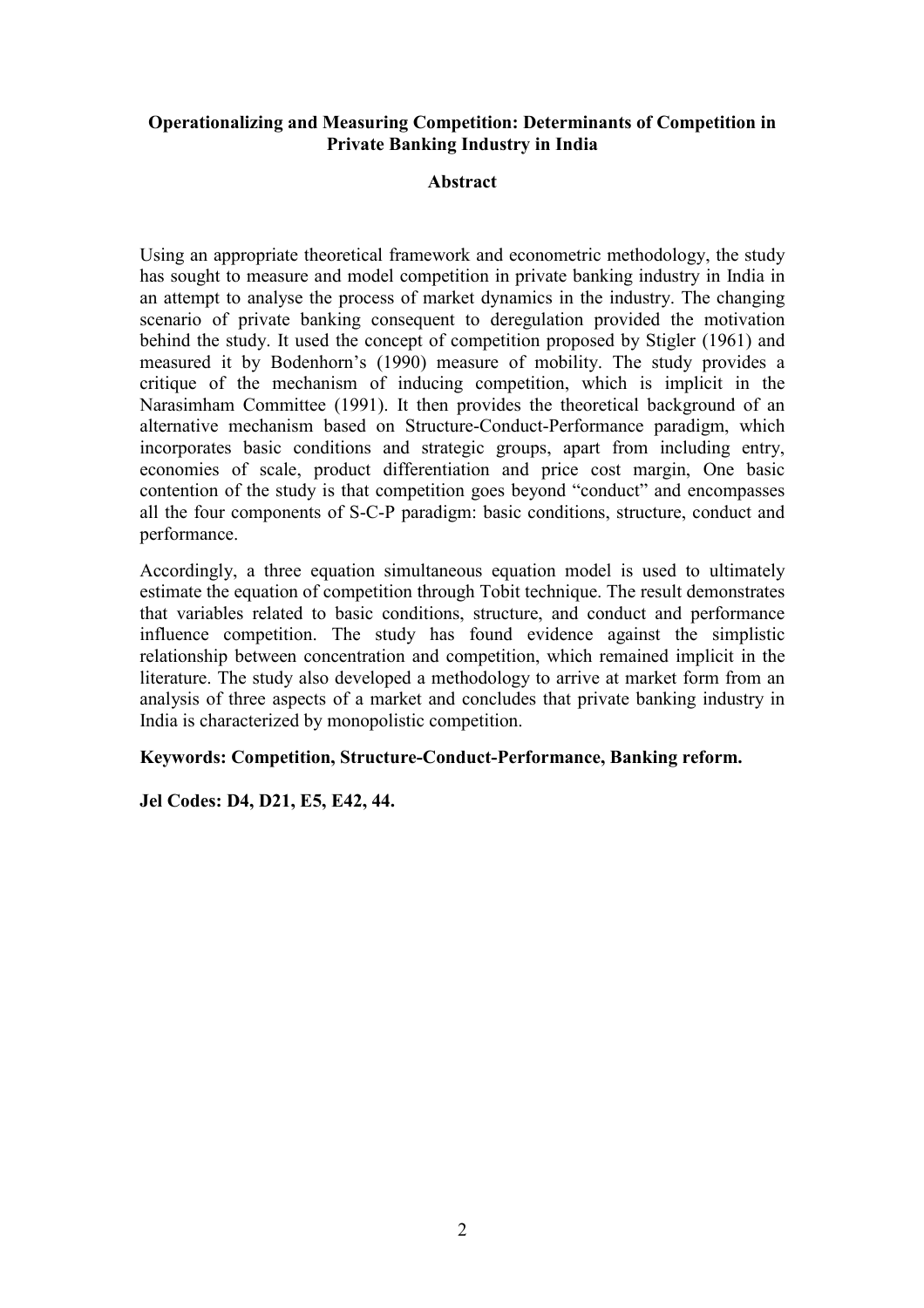**Operationalizing and Measuring Competition: Determinants of Competition in Private Banking Industry in India**

**Abstract**

Using an appropriate theoretical framework and econometric methodology, the study has sought to measure and model competition in private banking industry in India in an attempt to analyse the process of market dynamics in the industry. The changing scenario of private banking consequent to deregulation provided the motivation behind the study. It used the concept of competition proposed by Stigler (1961) and measured it by Bodenhorn's (1990) measure of mobility. The study provides a critique of the mechanism of inducing competition, which is implicit in the Narasimham Committee (1991). It then provides the theoretical background of an alternative mechanism based on Structure-Conduct-Performance paradigm, which incorporates basic conditions and strategic groups, apart from including entry, economies of scale, product differentiation and price cost margin, One basic contention of the study is that competition goes beyond "conduct" and encompasses all the four components of S-C-P paradigm: basic conditions, structure, conduct and performance.

Accordingly, a three equation simultaneous equation model is used to ultimately estimate the equation of competition through Tobit technique. The result demonstrates that variables related to basic conditions, structure, and conduct and performance influence competition. The study has found evidence against the simplistic relationship between concentration and competition, which remained implicit in the literature. The study also developed a methodology to arrive at market form from an analysis of three aspects of a market and concludes that private banking industry in India is characterized by monopolistic competition.

**Keywords: Competition, Structure-Conduct-Performance, Banking reform.**

**Jel Codes: D4, D21, E5, E42, 44.**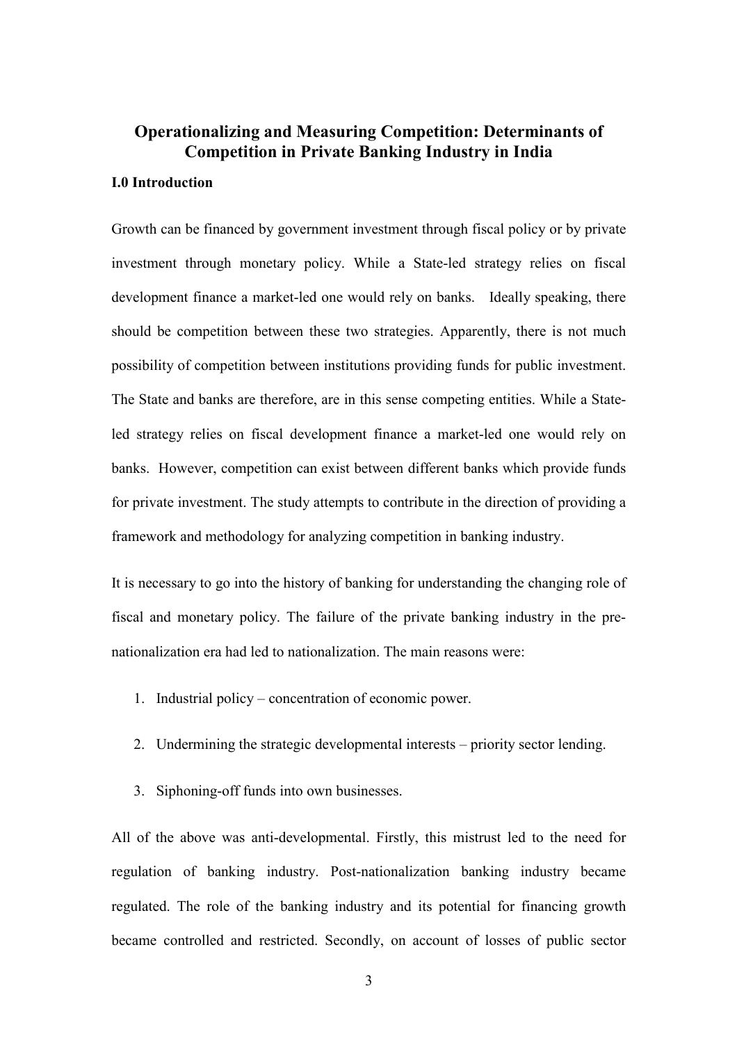# Operationalizing and Measuring Competition: Determinants of Competition in Private Banking Industry in India

### I.0 Introduction

Growth can be financed by government investment through fiscal policy or by private investment through monetary policy. While a State-led strategy relies on fiscal development finance a market-led one would rely on banks. Ideally speaking, there should be competition between these two strategies. Apparently, there is not much possibility of competition between institutions providing funds for public investment. The State and banks are therefore, are in this sense competing entities. While a State-led strategy relies on fiscal development finance a market-led one would rely on banks. However, competition can exist between different banks which provide funds for private investment. The study attempts to contribute in the direction of providing a framework and methodology for analyzing competition in banking industry.

It is necessary to go into the history of banking for understanding the changing role of fiscal and monetary policy. The failure of the private banking industry in the pre-nationalization era had led to nationalization. The main reasons were:

1. Industrial policy – concentration of economic power.
2. Undermining the strategic developmental interests – priority sector lending.
3. Siphoning-off funds into own businesses.

All of the above was anti-developmental. Firstly, this mistrust led to the need for regulation of banking industry. Post-nationalization banking industry became regulated. The role of the banking industry and its potential for financing growth became controlled and restricted. Secondly, on account of losses of public sector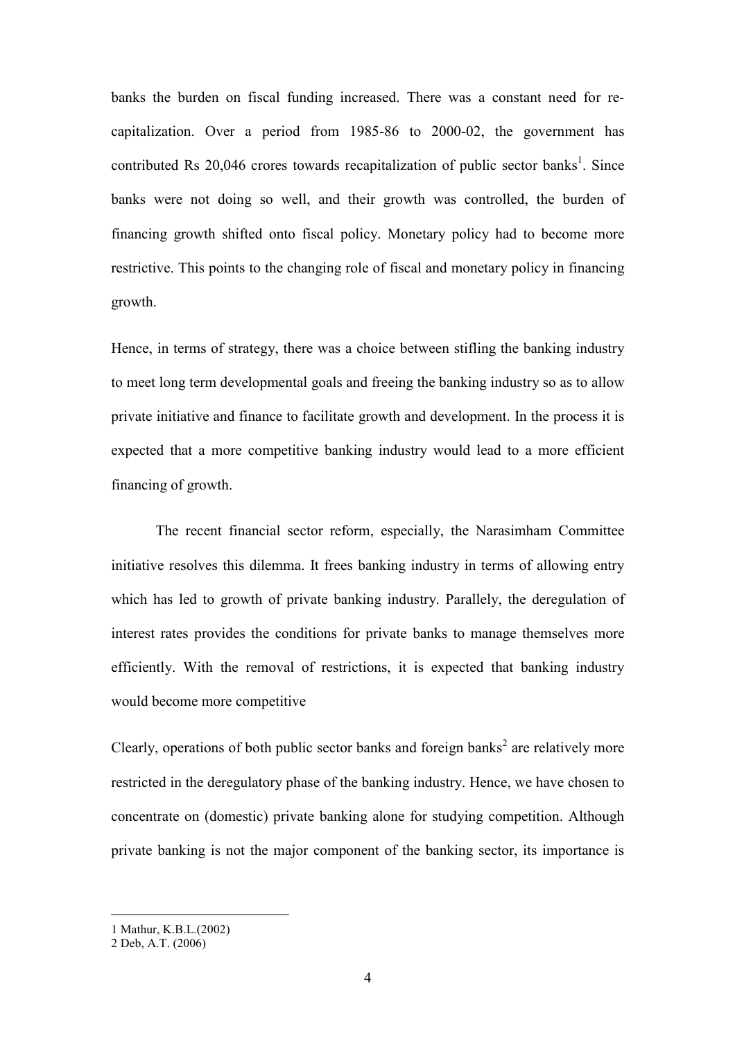banks the burden on fiscal funding increased. There was a constant need for re-capitalization. Over a period from 1985-86 to 2000-02, the government has contributed Rs 20,046 crores towards recapitalization of public sector banks[1]. Since banks were not doing so well, and their growth was controlled, the burden of financing growth shifted onto fiscal policy. Monetary policy had to become more restrictive. This points to the changing role of fiscal and monetary policy in financing growth.

Hence, in terms of strategy, there was a choice between stifling the banking industry to meet long term developmental goals and freeing the banking industry so as to allow private initiative and finance to facilitate growth and development. In the process it is expected that a more competitive banking industry would lead to a more efficient financing of growth.

The recent financial sector reform, especially, the Narasimham Committee initiative resolves this dilemma. It frees banking industry in terms of allowing entry which has led to growth of private banking industry. Parallely, the deregulation of interest rates provides the conditions for private banks to manage themselves more efficiently. With the removal of restrictions, it is expected that banking industry would become more competitive

Clearly, operations of both public sector banks and foreign banks[2] are relatively more restricted in the deregulatory phase of the banking industry. Hence, we have chosen to concentrate on (domestic) private banking alone for studying competition. Although private banking is not the major component of the banking sector, its importance is

---

1 Mathur, K.B.L.(2002)

2 Deb, A.T. (2006)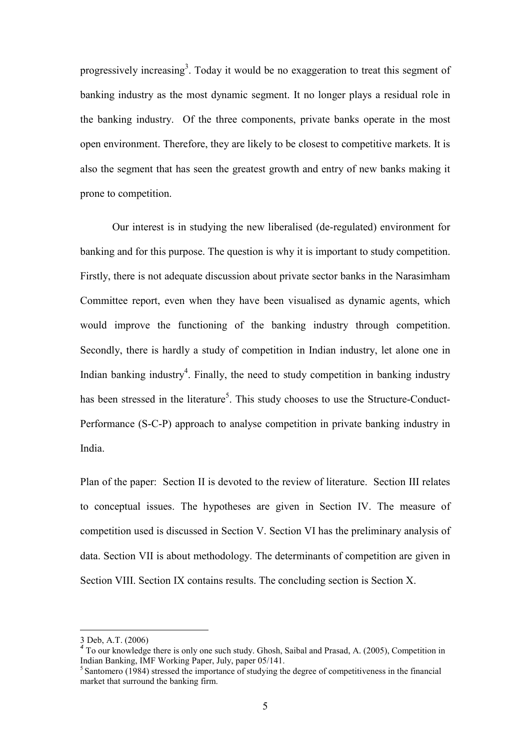progressively increasing[3]. Today it would be no exaggeration to treat this segment of banking industry as the most dynamic segment. It no longer plays a residual role in the banking industry. Of the three components, private banks operate in the most open environment. Therefore, they are likely to be closest to competitive markets. It is also the segment that has seen the greatest growth and entry of new banks making it prone to competition.

Our interest is in studying the new liberalised (de-regulated) environment for banking and for this purpose. The question is why it is important to study competition. Firstly, there is not adequate discussion about private sector banks in the Narasimham Committee report, even when they have been visualised as dynamic agents, which would improve the functioning of the banking industry through competition. Secondly, there is hardly a study of competition in Indian industry, let alone one in Indian banking industry[4]. Finally, the need to study competition in banking industry has been stressed in the literature[5]. This study chooses to use the Structure-Conduct-Performance (S-C-P) approach to analyse competition in private banking industry in India.

Plan of the paper: Section II is devoted to the review of literature. Section III relates to conceptual issues. The hypotheses are given in Section IV. The measure of competition used is discussed in Section V. Section VI has the preliminary analysis of data. Section VII is about methodology. The determinants of competition are given in Section VIII. Section IX contains results. The concluding section is Section X.

---

3 Deb, A.T. (2006)

4 To our knowledge there is only one such study. Ghosh, Saibal and Prasad, A. (2005), Competition in Indian Banking, IMF Working Paper, July, paper 05/141.

5 Santomero (1984) stressed the importance of studying the degree of competitiveness in the financial market that surround the banking firm.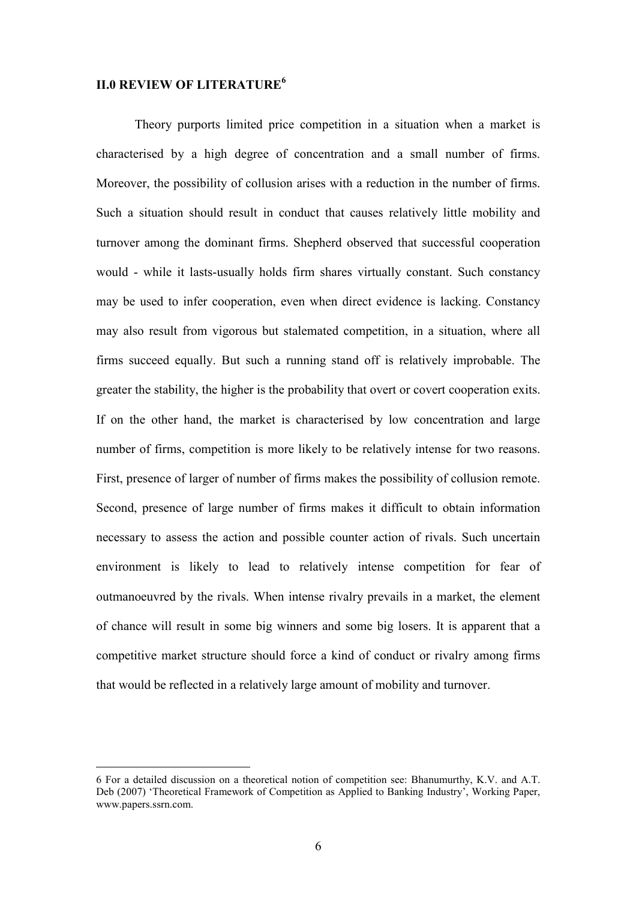## II.0 REVIEW OF LITERATURE[6]

Theory purports limited price competition in a situation when a market is characterised by a high degree of concentration and a small number of firms. Moreover, the possibility of collusion arises with a reduction in the number of firms. Such a situation should result in conduct that causes relatively little mobility and turnover among the dominant firms. Shepherd observed that successful cooperation would - while it lasts-usually holds firm shares virtually constant. Such constancy may be used to infer cooperation, even when direct evidence is lacking. Constancy may also result from vigorous but stalemated competition, in a situation, where all firms succeed equally. But such a running stand off is relatively improbable. The greater the stability, the higher is the probability that overt or covert cooperation exits. If on the other hand, the market is characterised by low concentration and large number of firms, competition is more likely to be relatively intense for two reasons. First, presence of larger of number of firms makes the possibility of collusion remote. Second, presence of large number of firms makes it difficult to obtain information necessary to assess the action and possible counter action of rivals. Such uncertain environment is likely to lead to relatively intense competition for fear of outmanoeuvred by the rivals. When intense rivalry prevails in a market, the element of chance will result in some big winners and some big losers. It is apparent that a competitive market structure should force a kind of conduct or rivalry among firms that would be reflected in a relatively large amount of mobility and turnover.

---

6 For a detailed discussion on a theoretical notion of competition see: Bhanumurthy, K.V. and A.T. Deb (2007) 'Theoretical Framework of Competition as Applied to Banking Industry', Working Paper, www.papers.ssrn.com.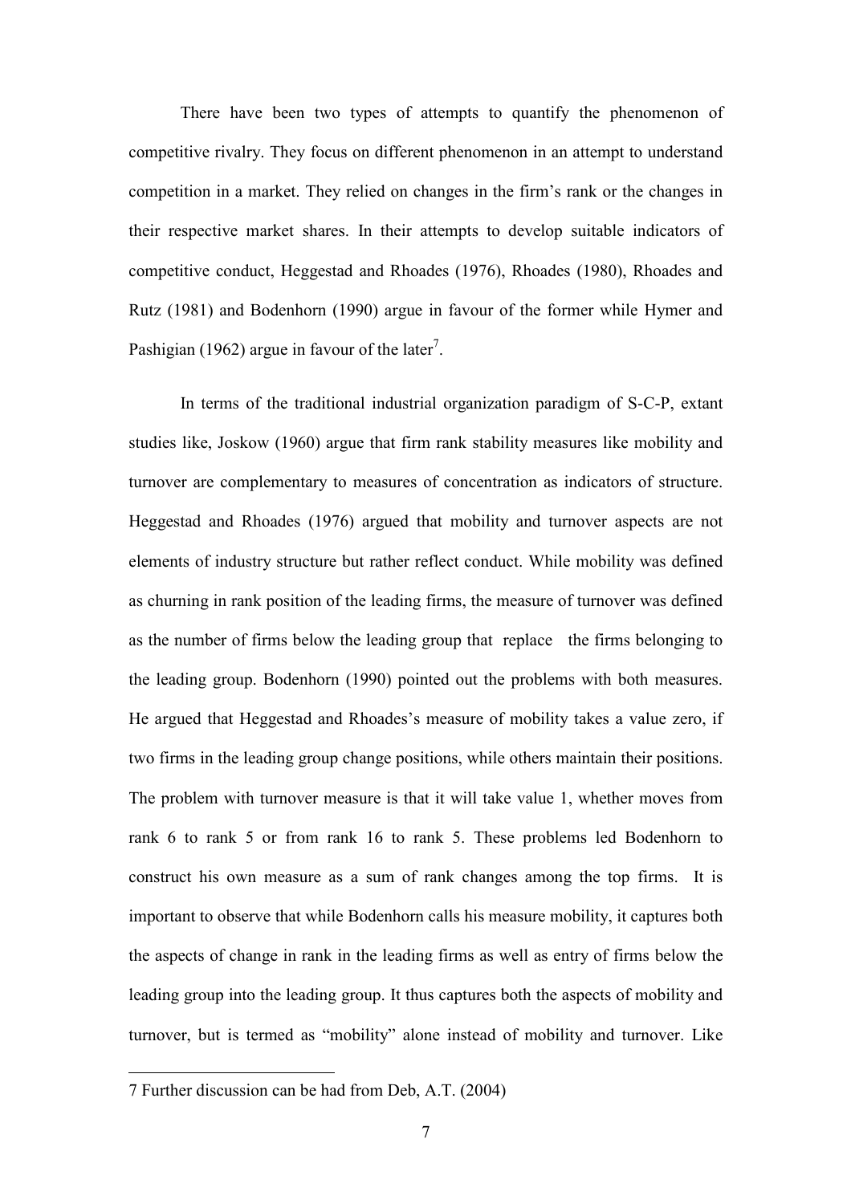There have been two types of attempts to quantify the phenomenon of competitive rivalry. They focus on different phenomenon in an attempt to understand competition in a market. They relied on changes in the firm's rank or the changes in their respective market shares. In their attempts to develop suitable indicators of competitive conduct, Heggestad and Rhoades (1976), Rhoades (1980), Rhoades and Rutz (1981) and Bodenhorn (1990) argue in favour of the former while Hymer and Pashigian (1962) argue in favour of the later[7].

In terms of the traditional industrial organization paradigm of S-C-P, extant studies like, Joskow (1960) argue that firm rank stability measures like mobility and turnover are complementary to measures of concentration as indicators of structure. Heggestad and Rhoades (1976) argued that mobility and turnover aspects are not elements of industry structure but rather reflect conduct. While mobility was defined as churning in rank position of the leading firms, the measure of turnover was defined as the number of firms below the leading group that replace the firms belonging to the leading group. Bodenhorn (1990) pointed out the problems with both measures. He argued that Heggestad and Rhoades's measure of mobility takes a value zero, if two firms in the leading group change positions, while others maintain their positions. The problem with turnover measure is that it will take value 1, whether moves from rank 6 to rank 5 or from rank 16 to rank 5. These problems led Bodenhorn to construct his own measure as a sum of rank changes among the top firms. It is important to observe that while Bodenhorn calls his measure mobility, it captures both the aspects of change in rank in the leading firms as well as entry of firms below the leading group into the leading group. It thus captures both the aspects of mobility and turnover, but is termed as "mobility" alone instead of mobility and turnover. Like

---

7 Further discussion can be had from Deb, A.T. (2004)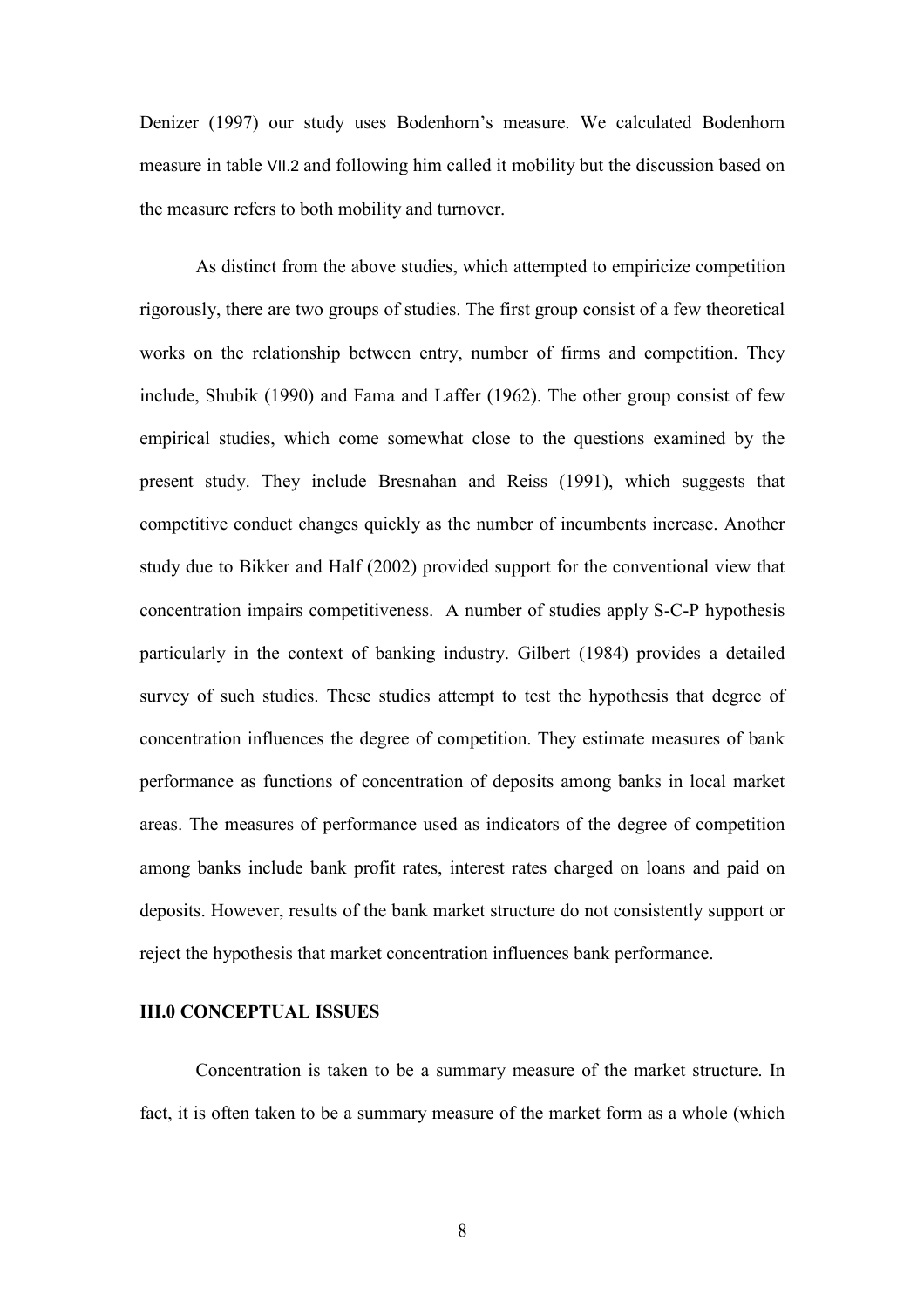Denizer (1997) our study uses Bodenhorn's measure. We calculated Bodenhorn measure in table VII.2 and following him called it mobility but the discussion based on the measure refers to both mobility and turnover.

As distinct from the above studies, which attempted to empiricize competition rigorously, there are two groups of studies. The first group consist of a few theoretical works on the relationship between entry, number of firms and competition. They include, Shubik (1990) and Fama and Laffer (1962). The other group consist of few empirical studies, which come somewhat close to the questions examined by the present study. They include Bresnahan and Reiss (1991), which suggests that competitive conduct changes quickly as the number of incumbents increase. Another study due to Bikker and Half (2002) provided support for the conventional view that concentration impairs competitiveness. A number of studies apply S-C-P hypothesis particularly in the context of banking industry. Gilbert (1984) provides a detailed survey of such studies. These studies attempt to test the hypothesis that degree of concentration influences the degree of competition. They estimate measures of bank performance as functions of concentration of deposits among banks in local market areas. The measures of performance used as indicators of the degree of competition among banks include bank profit rates, interest rates charged on loans and paid on deposits. However, results of the bank market structure do not consistently support or reject the hypothesis that market concentration influences bank performance.

## III.0 CONCEPTUAL ISSUES

Concentration is taken to be a summary measure of the market structure. In fact, it is often taken to be a summary measure of the market form as a whole (which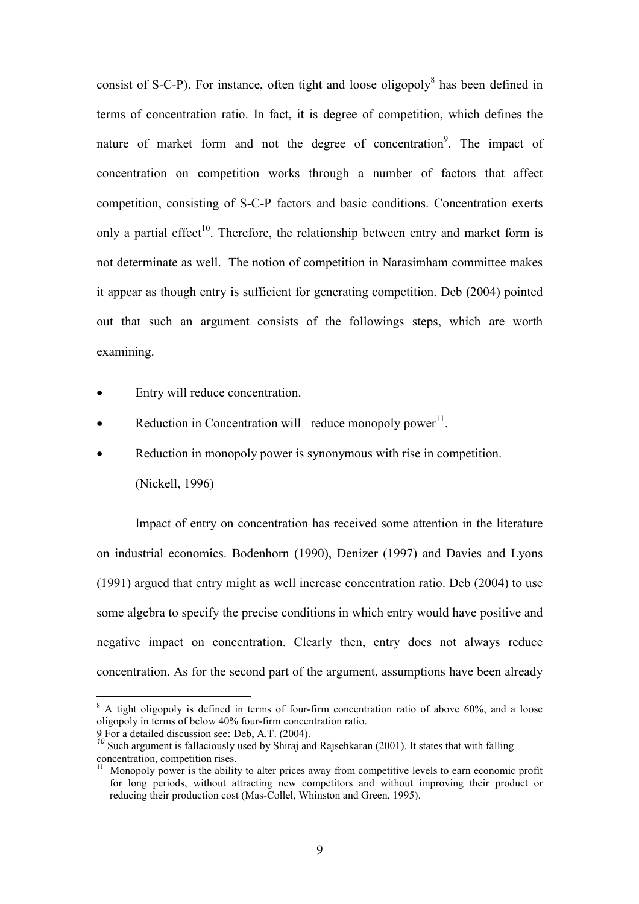consist of S-C-P). For instance, often tight and loose oligopoly[8] has been defined in terms of concentration ratio. In fact, it is degree of competition, which defines the nature of market form and not the degree of concentration[9]. The impact of concentration on competition works through a number of factors that affect competition, consisting of S-C-P factors and basic conditions. Concentration exerts only a partial effect[10]. Therefore, the relationship between entry and market form is not determinate as well. The notion of competition in Narasimham committee makes it appear as though entry is sufficient for generating competition. Deb (2004) pointed out that such an argument consists of the followings steps, which are worth examining.

- Entry will reduce concentration.
- Reduction in Concentration will reduce monopoly power[11].
- Reduction in monopoly power is synonymous with rise in competition. (Nickell, 1996)

Impact of entry on concentration has received some attention in the literature on industrial economics. Bodenhorn (1990), Denizer (1997) and Davies and Lyons (1991) argued that entry might as well increase concentration ratio. Deb (2004) to use some algebra to specify the precise conditions in which entry would have positive and negative impact on concentration. Clearly then, entry does not always reduce concentration. As for the second part of the argument, assumptions have been already

---

[8] A tight oligopoly is defined in terms of four-firm concentration ratio of above 60%, and a loose oligopoly in terms of below 40% four-firm concentration ratio.

[9] For a detailed discussion see: Deb, A.T. (2004).

[10] Such argument is fallaciously used by Shiraj and Rajsehkaran (2001). It states that with falling concentration, competition rises.

[11] Monopoly power is the ability to alter prices away from competitive levels to earn economic profit for long periods, without attracting new competitors and without improving their product or reducing their production cost (Mas-Collel, Whinston and Green, 1995).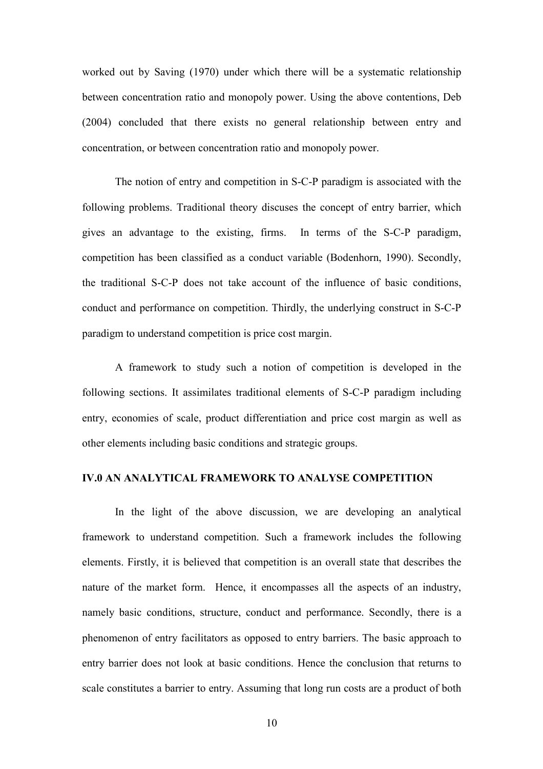worked out by Saving (1970) under which there will be a systematic relationship between concentration ratio and monopoly power. Using the above contentions, Deb (2004) concluded that there exists no general relationship between entry and concentration, or between concentration ratio and monopoly power.

The notion of entry and competition in S-C-P paradigm is associated with the following problems. Traditional theory discuses the concept of entry barrier, which gives an advantage to the existing, firms. In terms of the S-C-P paradigm, competition has been classified as a conduct variable (Bodenhorn, 1990). Secondly, the traditional S-C-P does not take account of the influence of basic conditions, conduct and performance on competition. Thirdly, the underlying construct in S-C-P paradigm to understand competition is price cost margin.

A framework to study such a notion of competition is developed in the following sections. It assimilates traditional elements of S-C-P paradigm including entry, economies of scale, product differentiation and price cost margin as well as other elements including basic conditions and strategic groups.

## IV.0 AN ANALYTICAL FRAMEWORK TO ANALYSE COMPETITION

In the light of the above discussion, we are developing an analytical framework to understand competition. Such a framework includes the following elements. Firstly, it is believed that competition is an overall state that describes the nature of the market form. Hence, it encompasses all the aspects of an industry, namely basic conditions, structure, conduct and performance. Secondly, there is a phenomenon of entry facilitators as opposed to entry barriers. The basic approach to entry barrier does not look at basic conditions. Hence the conclusion that returns to scale constitutes a barrier to entry. Assuming that long run costs are a product of both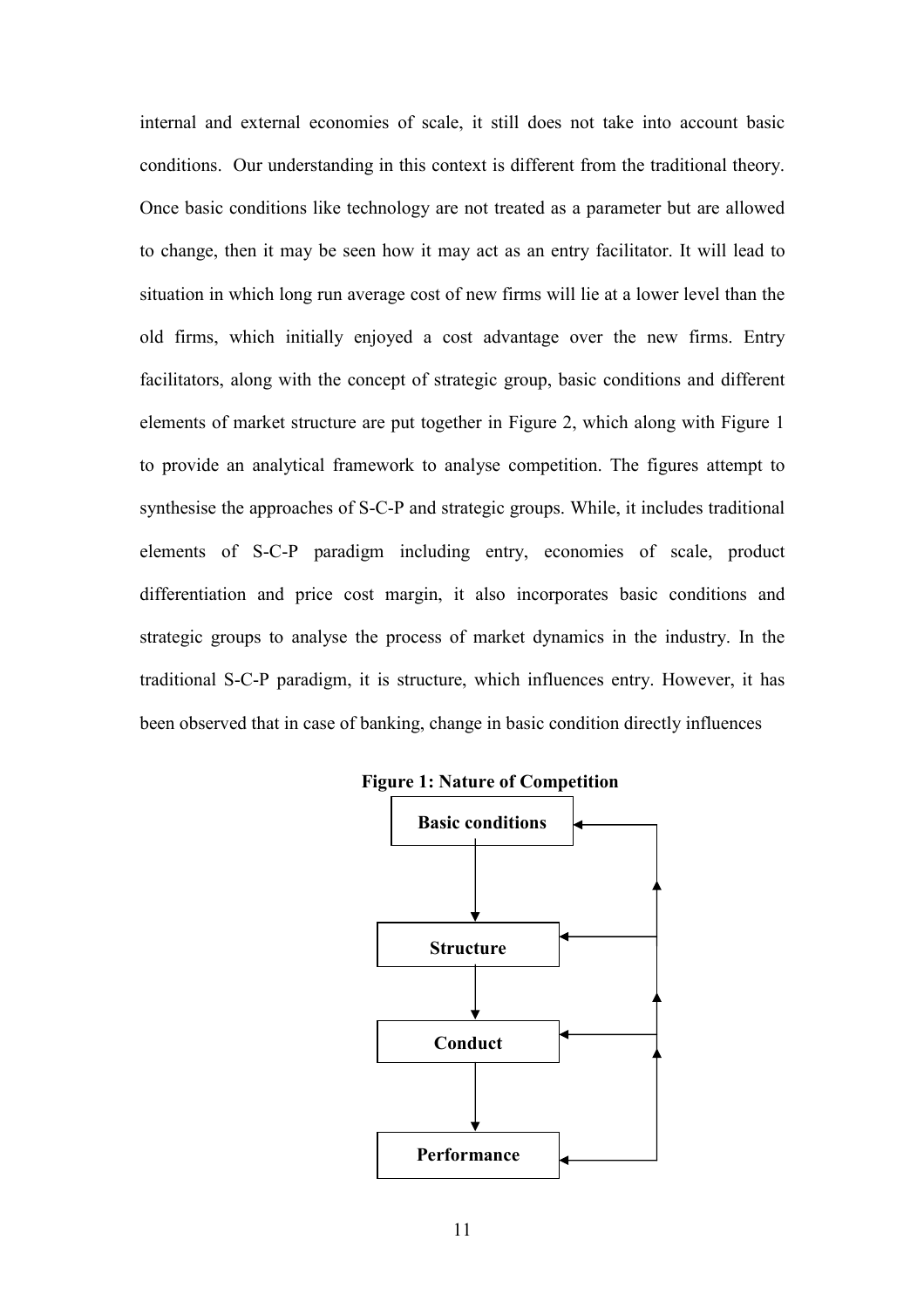internal and external economies of scale, it still does not take into account basic conditions. Our understanding in this context is different from the traditional theory. Once basic conditions like technology are not treated as a parameter but are allowed to change, then it may be seen how it may act as an entry facilitator. It will lead to situation in which long run average cost of new firms will lie at a lower level than the old firms, which initially enjoyed a cost advantage over the new firms. Entry facilitators, along with the concept of strategic group, basic conditions and different elements of market structure are put together in Figure 2, which along with Figure 1 to provide an analytical framework to analyse competition. The figures attempt to synthesise the approaches of S-C-P and strategic groups. While, it includes traditional elements of S-C-P paradigm including entry, economies of scale, product differentiation and price cost margin, it also incorporates basic conditions and strategic groups to analyse the process of market dynamics in the industry. In the traditional S-C-P paradigm, it is structure, which influences entry. However, it has been observed that in case of banking, change in basic condition directly influences

**Figure 1: Nature of Competition**

**Basic conditions**

**Structure**

**Conduct**

**Performance**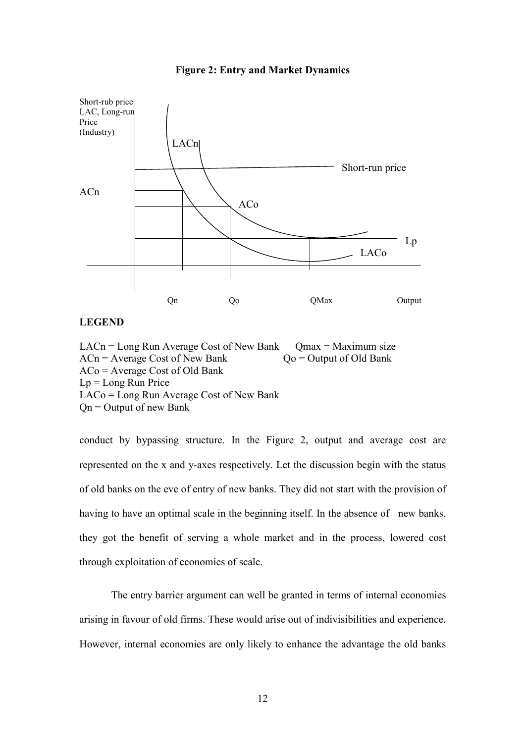**Figure 2: Entry and Market Dynamics**

Short-rub price LAC, Long-run Price (Industry)

LACn

Short-run price

ACn

ACo

Lp

LACo

Qn Qo QMax Output

**LEGEND**

LACn = Long Run Average Cost of New Bank Qmax = Maximum size
ACn = Average Cost of New Bank Qo = Output of Old Bank
ACo = Average Cost of Old Bank
Lp = Long Run Price
LACo = Long Run Average Cost of New Bank
Qn = Output of new Bank

conduct by bypassing structure. In the Figure 2, output and average cost are represented on the x and y-axes respectively. Let the discussion begin with the status of old banks on the eve of entry of new banks. They did not start with the provision of having to have an optimal scale in the beginning itself. In the absence of new banks, they got the benefit of serving a whole market and in the process, lowered cost through exploitation of economies of scale.

The entry barrier argument can well be granted in terms of internal economies arising in favour of old firms. These would arise out of indivisibilities and experience. However, internal economies are only likely to enhance the advantage the old banks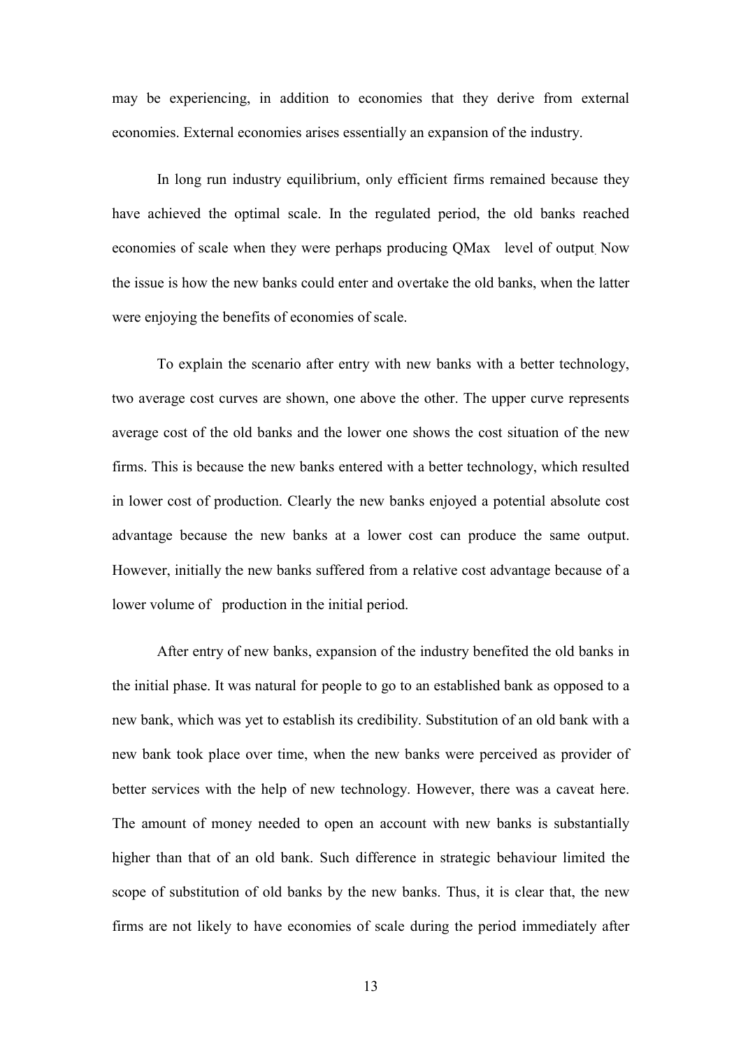may be experiencing, in addition to economies that they derive from external economies. External economies arises essentially an expansion of the industry.

In long run industry equilibrium, only efficient firms remained because they have achieved the optimal scale. In the regulated period, the old banks reached economies of scale when they were perhaps producing QMax level of output. Now the issue is how the new banks could enter and overtake the old banks, when the latter were enjoying the benefits of economies of scale.

To explain the scenario after entry with new banks with a better technology, two average cost curves are shown, one above the other. The upper curve represents average cost of the old banks and the lower one shows the cost situation of the new firms. This is because the new banks entered with a better technology, which resulted in lower cost of production. Clearly the new banks enjoyed a potential absolute cost advantage because the new banks at a lower cost can produce the same output. However, initially the new banks suffered from a relative cost advantage because of a lower volume of production in the initial period.

After entry of new banks, expansion of the industry benefited the old banks in the initial phase. It was natural for people to go to an established bank as opposed to a new bank, which was yet to establish its credibility. Substitution of an old bank with a new bank took place over time, when the new banks were perceived as provider of better services with the help of new technology. However, there was a caveat here. The amount of money needed to open an account with new banks is substantially higher than that of an old bank. Such difference in strategic behaviour limited the scope of substitution of old banks by the new banks. Thus, it is clear that, the new firms are not likely to have economies of scale during the period immediately after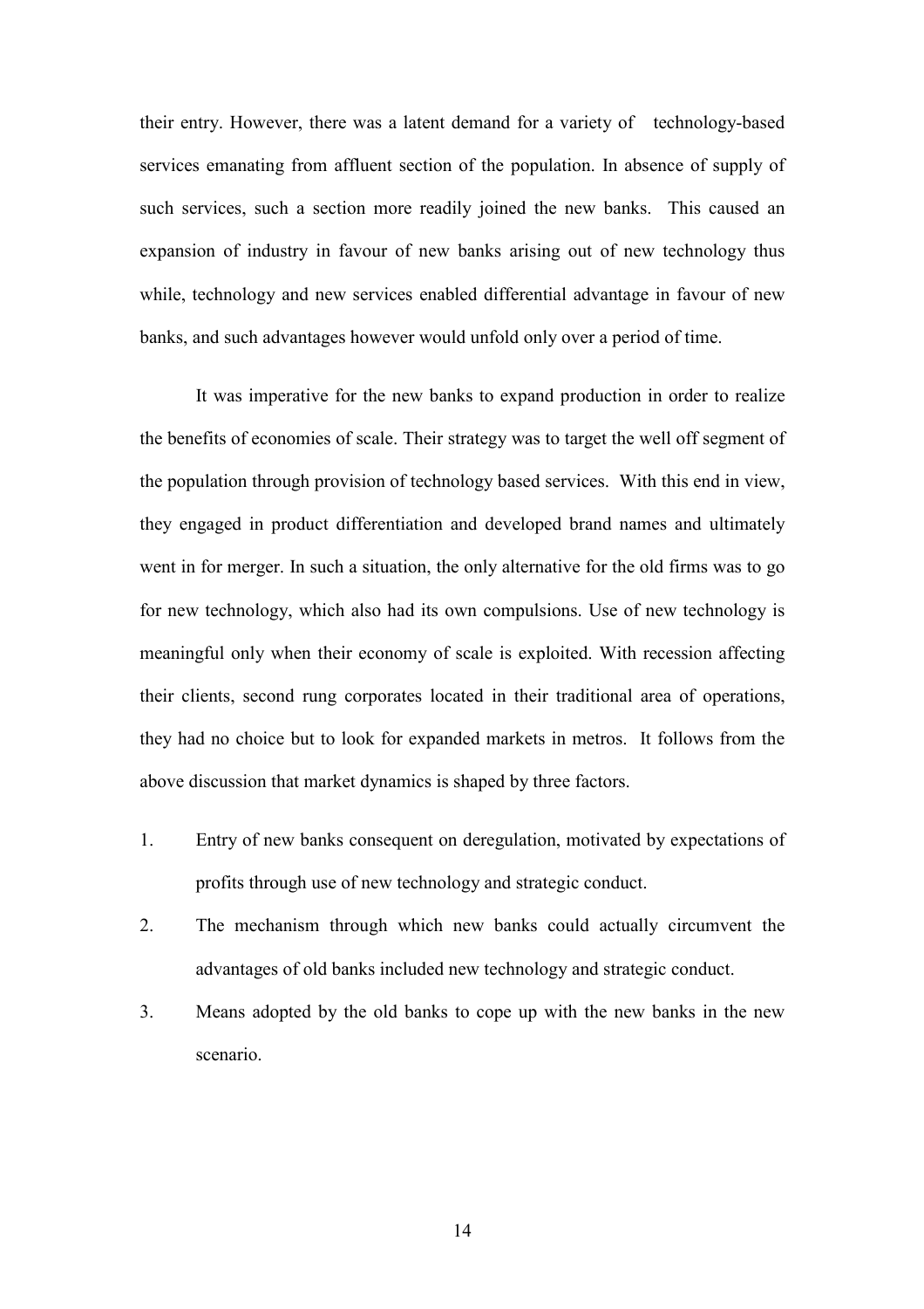their entry. However, there was a latent demand for a variety of technology-based services emanating from affluent section of the population. In absence of supply of such services, such a section more readily joined the new banks. This caused an expansion of industry in favour of new banks arising out of new technology thus while, technology and new services enabled differential advantage in favour of new banks, and such advantages however would unfold only over a period of time.

It was imperative for the new banks to expand production in order to realize the benefits of economies of scale. Their strategy was to target the well off segment of the population through provision of technology based services. With this end in view, they engaged in product differentiation and developed brand names and ultimately went in for merger. In such a situation, the only alternative for the old firms was to go for new technology, which also had its own compulsions. Use of new technology is meaningful only when their economy of scale is exploited. With recession affecting their clients, second rung corporates located in their traditional area of operations, they had no choice but to look for expanded markets in metros. It follows from the above discussion that market dynamics is shaped by three factors.

1. Entry of new banks consequent on deregulation, motivated by expectations of profits through use of new technology and strategic conduct.
2. The mechanism through which new banks could actually circumvent the advantages of old banks included new technology and strategic conduct.
3. Means adopted by the old banks to cope up with the new banks in the new scenario.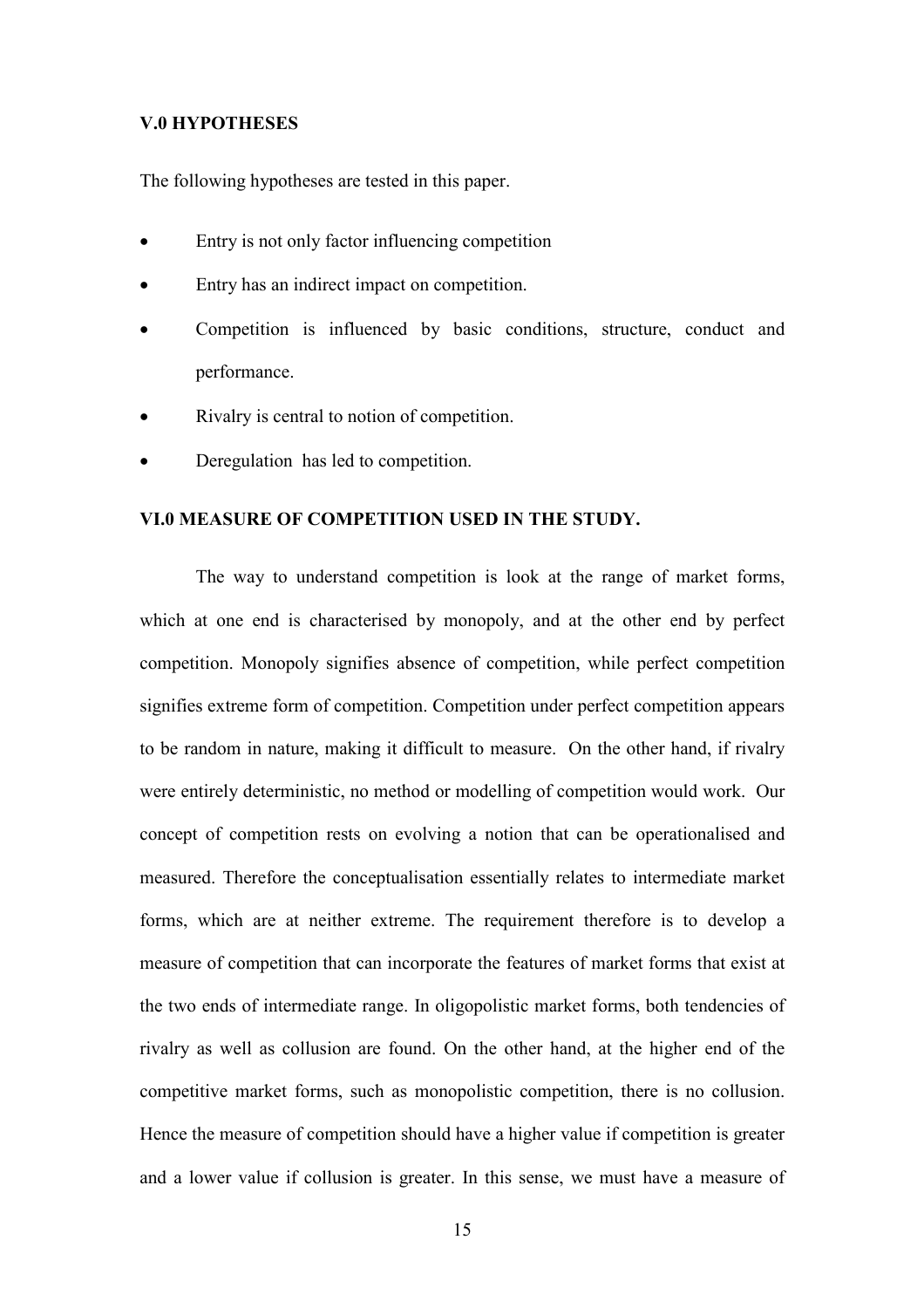### V.0 HYPOTHESES

The following hypotheses are tested in this paper.

- Entry is not only factor influencing competition
- Entry has an indirect impact on competition.
- Competition is influenced by basic conditions, structure, conduct and performance.
- Rivalry is central to notion of competition.
- Deregulation has led to competition.

### VI.0 MEASURE OF COMPETITION USED IN THE STUDY.

The way to understand competition is look at the range of market forms, which at one end is characterised by monopoly, and at the other end by perfect competition. Monopoly signifies absence of competition, while perfect competition signifies extreme form of competition. Competition under perfect competition appears to be random in nature, making it difficult to measure. On the other hand, if rivalry were entirely deterministic, no method or modelling of competition would work. Our concept of competition rests on evolving a notion that can be operationalised and measured. Therefore the conceptualisation essentially relates to intermediate market forms, which are at neither extreme. The requirement therefore is to develop a measure of competition that can incorporate the features of market forms that exist at the two ends of intermediate range. In oligopolistic market forms, both tendencies of rivalry as well as collusion are found. On the other hand, at the higher end of the competitive market forms, such as monopolistic competition, there is no collusion. Hence the measure of competition should have a higher value if competition is greater and a lower value if collusion is greater. In this sense, we must have a measure of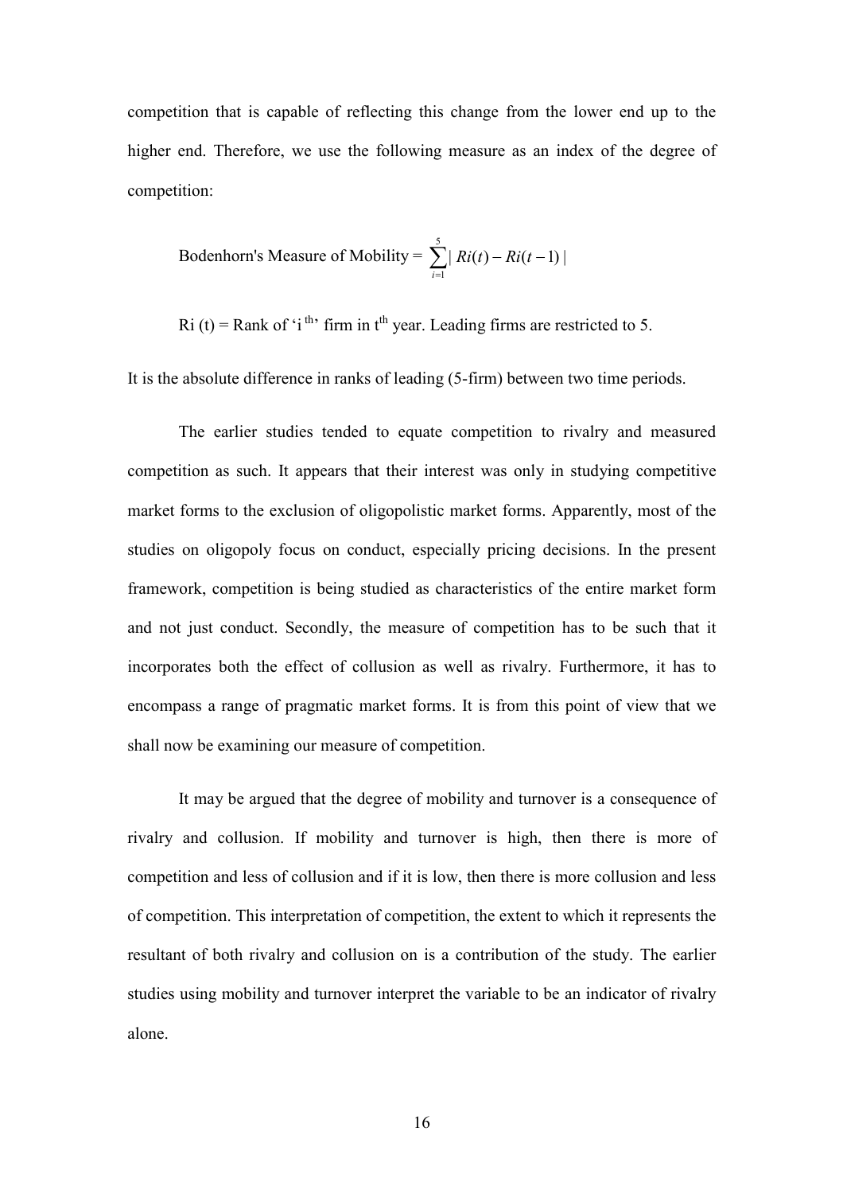competition that is capable of reflecting this change from the lower end up to the higher end. Therefore, we use the following measure as an index of the degree of competition:

$$\text{Bodenhorn's Measure of Mobility} = \sum_{i=1}^{5} | Ri(t) - Ri(t-1) |$$

$Ri(t)$ = Rank of '$i^{th}$' firm in $t^{th}$ year. Leading firms are restricted to 5.

It is the absolute difference in ranks of leading (5-firm) between two time periods.

The earlier studies tended to equate competition to rivalry and measured competition as such. It appears that their interest was only in studying competitive market forms to the exclusion of oligopolistic market forms. Apparently, most of the studies on oligopoly focus on conduct, especially pricing decisions. In the present framework, competition is being studied as characteristics of the entire market form and not just conduct. Secondly, the measure of competition has to be such that it incorporates both the effect of collusion as well as rivalry. Furthermore, it has to encompass a range of pragmatic market forms. It is from this point of view that we shall now be examining our measure of competition.

It may be argued that the degree of mobility and turnover is a consequence of rivalry and collusion. If mobility and turnover is high, then there is more of competition and less of collusion and if it is low, then there is more collusion and less of competition. This interpretation of competition, the extent to which it represents the resultant of both rivalry and collusion on is a contribution of the study. The earlier studies using mobility and turnover interpret the variable to be an indicator of rivalry alone.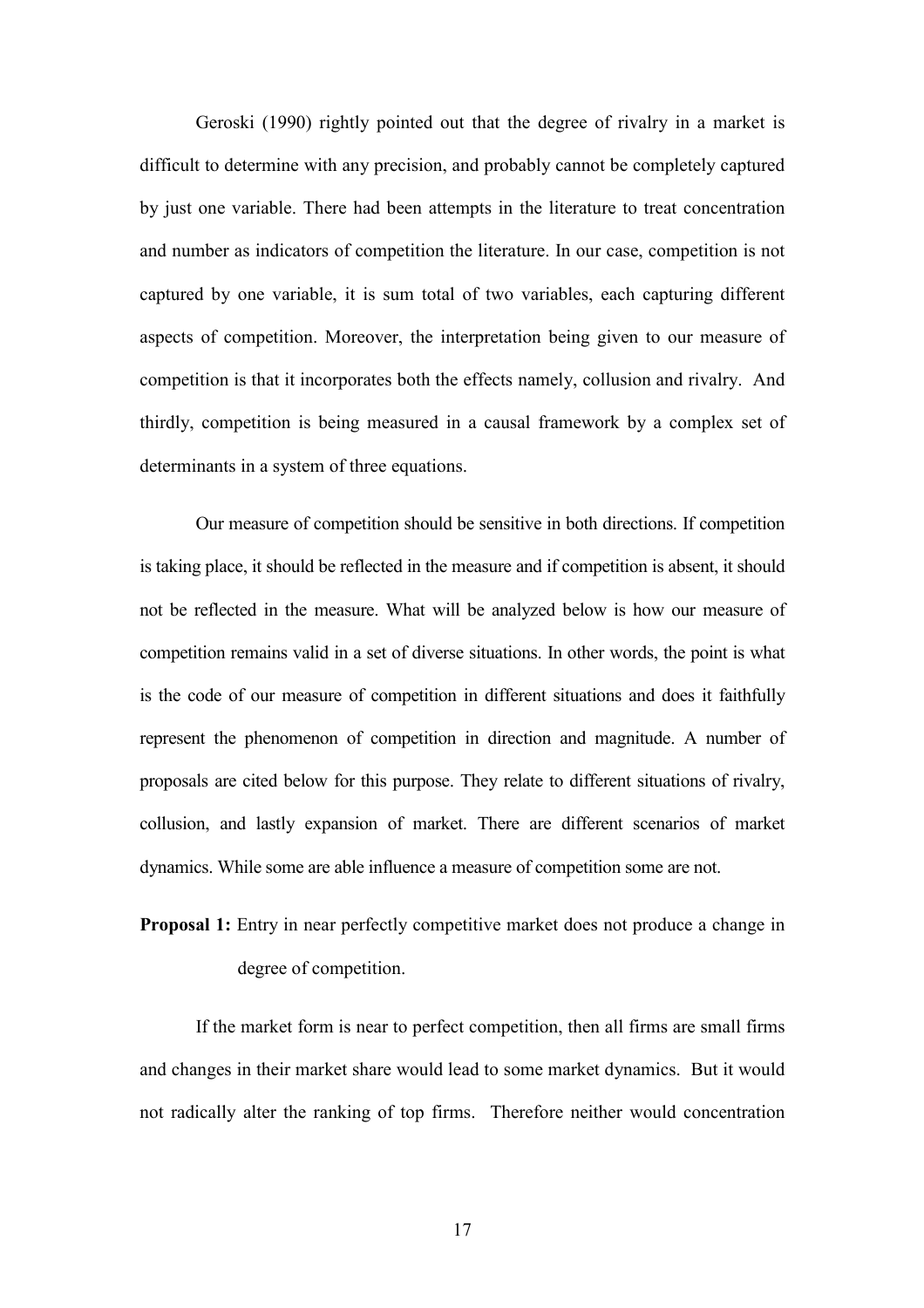Geroski (1990) rightly pointed out that the degree of rivalry in a market is difficult to determine with any precision, and probably cannot be completely captured by just one variable. There had been attempts in the literature to treat concentration and number as indicators of competition the literature. In our case, competition is not captured by one variable, it is sum total of two variables, each capturing different aspects of competition. Moreover, the interpretation being given to our measure of competition is that it incorporates both the effects namely, collusion and rivalry. And thirdly, competition is being measured in a causal framework by a complex set of determinants in a system of three equations.

Our measure of competition should be sensitive in both directions. If competition is taking place, it should be reflected in the measure and if competition is absent, it should not be reflected in the measure. What will be analyzed below is how our measure of competition remains valid in a set of diverse situations. In other words, the point is what is the code of our measure of competition in different situations and does it faithfully represent the phenomenon of competition in direction and magnitude. A number of proposals are cited below for this purpose. They relate to different situations of rivalry, collusion, and lastly expansion of market. There are different scenarios of market dynamics. While some are able influence a measure of competition some are not.

**Proposal 1:** Entry in near perfectly competitive market does not produce a change in degree of competition.

If the market form is near to perfect competition, then all firms are small firms and changes in their market share would lead to some market dynamics. But it would not radically alter the ranking of top firms. Therefore neither would concentration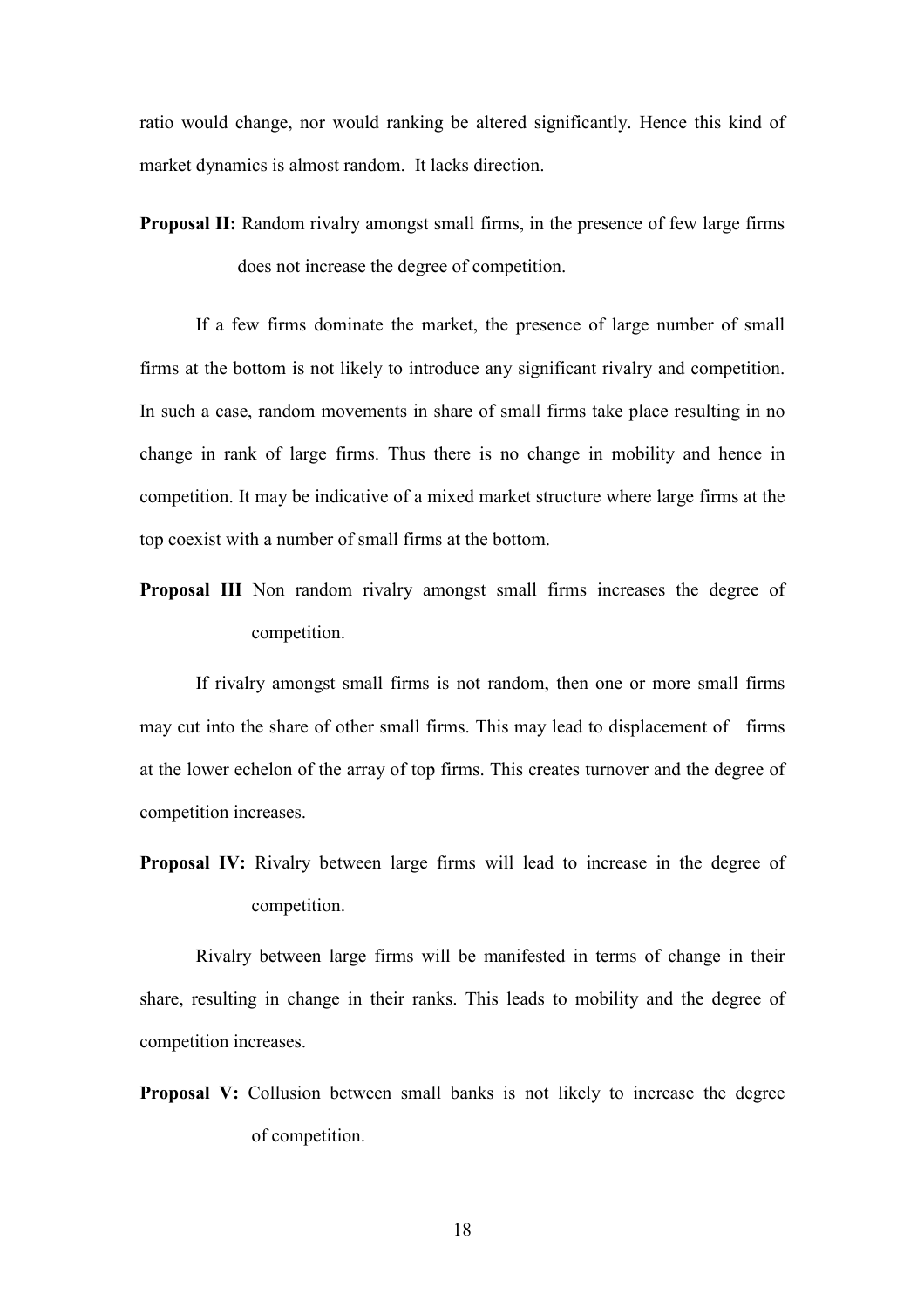ratio would change, nor would ranking be altered significantly. Hence this kind of market dynamics is almost random. It lacks direction.

**Proposal II:** Random rivalry amongst small firms, in the presence of few large firms does not increase the degree of competition.

If a few firms dominate the market, the presence of large number of small firms at the bottom is not likely to introduce any significant rivalry and competition. In such a case, random movements in share of small firms take place resulting in no change in rank of large firms. Thus there is no change in mobility and hence in competition. It may be indicative of a mixed market structure where large firms at the top coexist with a number of small firms at the bottom.

**Proposal III** Non random rivalry amongst small firms increases the degree of competition.

If rivalry amongst small firms is not random, then one or more small firms may cut into the share of other small firms. This may lead to displacement of firms at the lower echelon of the array of top firms. This creates turnover and the degree of competition increases.

**Proposal IV:** Rivalry between large firms will lead to increase in the degree of competition.

Rivalry between large firms will be manifested in terms of change in their share, resulting in change in their ranks. This leads to mobility and the degree of competition increases.

**Proposal V:** Collusion between small banks is not likely to increase the degree of competition.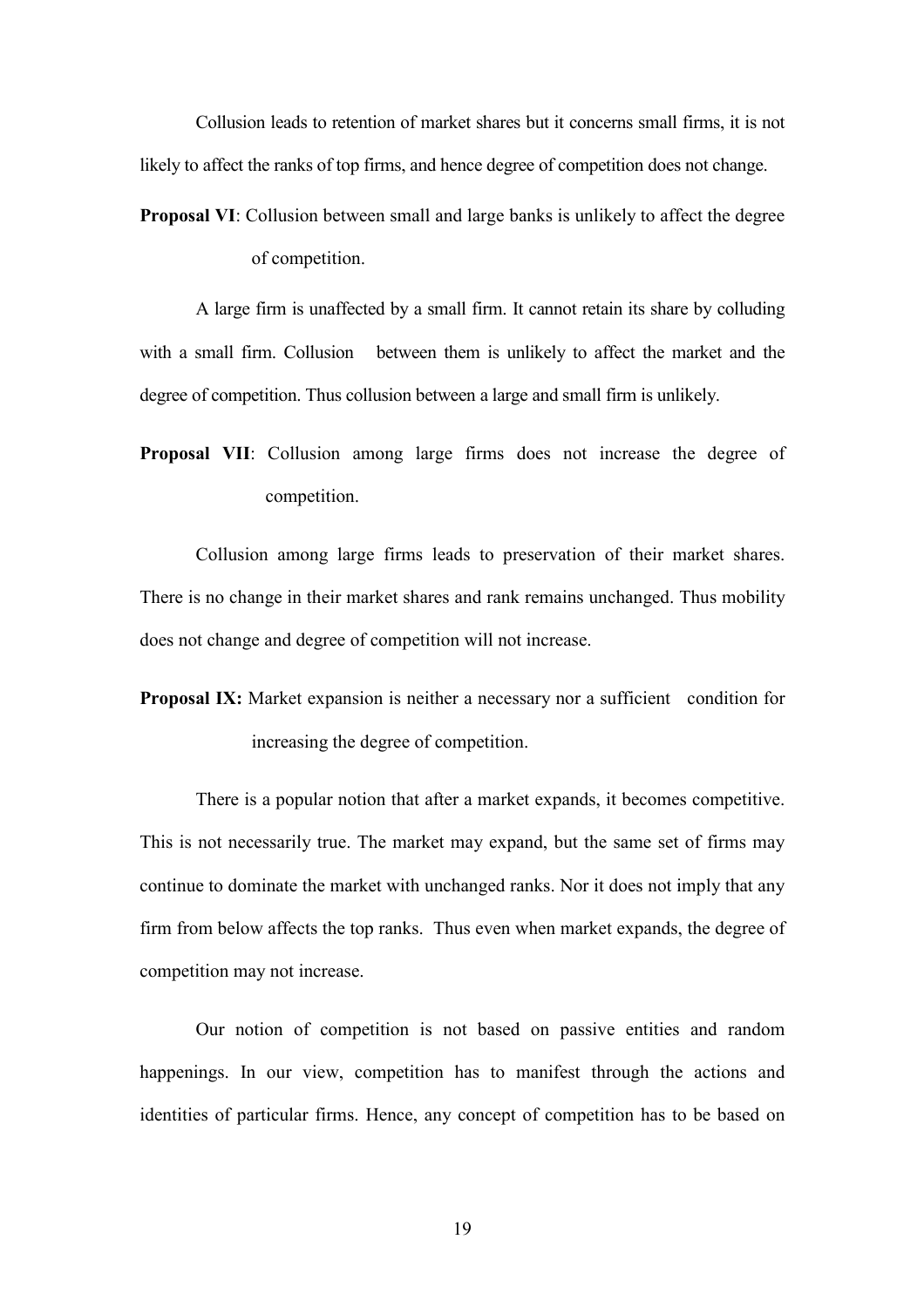Collusion leads to retention of market shares but it concerns small firms, it is not likely to affect the ranks of top firms, and hence degree of competition does not change.

**Proposal VI**: Collusion between small and large banks is unlikely to affect the degree of competition.

A large firm is unaffected by a small firm. It cannot retain its share by colluding with a small firm. Collusion between them is unlikely to affect the market and the degree of competition. Thus collusion between a large and small firm is unlikely.

**Proposal VII**: Collusion among large firms does not increase the degree of competition.

Collusion among large firms leads to preservation of their market shares. There is no change in their market shares and rank remains unchanged. Thus mobility does not change and degree of competition will not increase.

**Proposal IX:** Market expansion is neither a necessary nor a sufficient condition for increasing the degree of competition.

There is a popular notion that after a market expands, it becomes competitive. This is not necessarily true. The market may expand, but the same set of firms may continue to dominate the market with unchanged ranks. Nor it does not imply that any firm from below affects the top ranks. Thus even when market expands, the degree of competition may not increase.

Our notion of competition is not based on passive entities and random happenings. In our view, competition has to manifest through the actions and identities of particular firms. Hence, any concept of competition has to be based on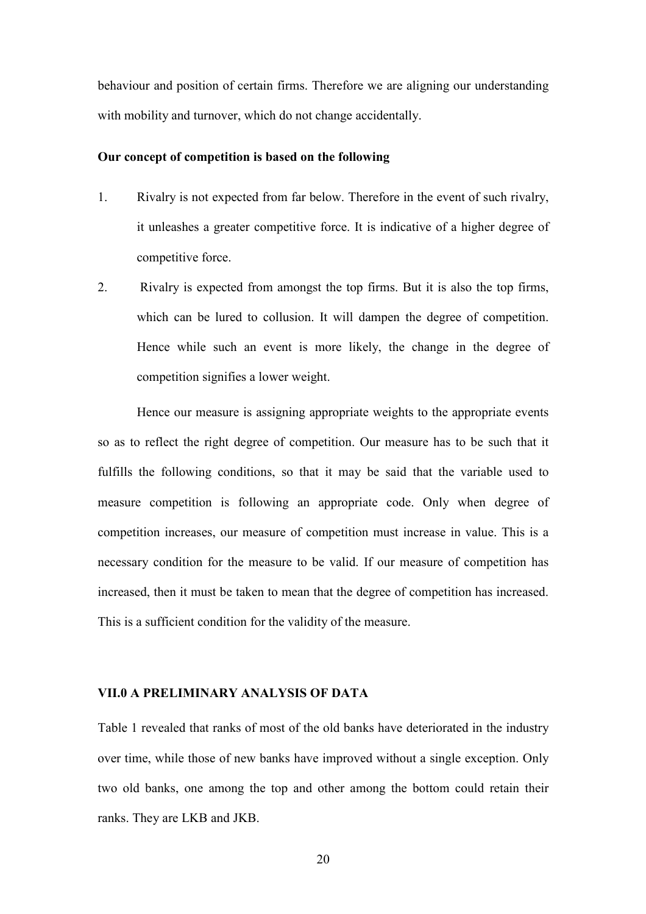behaviour and position of certain firms. Therefore we are aligning our understanding with mobility and turnover, which do not change accidentally.

**Our concept of competition is based on the following**

1. Rivalry is not expected from far below. Therefore in the event of such rivalry, it unleashes a greater competitive force. It is indicative of a higher degree of competitive force.
2. Rivalry is expected from amongst the top firms. But it is also the top firms, which can be lured to collusion. It will dampen the degree of competition. Hence while such an event is more likely, the change in the degree of competition signifies a lower weight.

Hence our measure is assigning appropriate weights to the appropriate events so as to reflect the right degree of competition. Our measure has to be such that it fulfills the following conditions, so that it may be said that the variable used to measure competition is following an appropriate code. Only when degree of competition increases, our measure of competition must increase in value. This is a necessary condition for the measure to be valid. If our measure of competition has increased, then it must be taken to mean that the degree of competition has increased. This is a sufficient condition for the validity of the measure.

## VII.0 A PRELIMINARY ANALYSIS OF DATA

Table 1 revealed that ranks of most of the old banks have deteriorated in the industry over time, while those of new banks have improved without a single exception. Only two old banks, one among the top and other among the bottom could retain their ranks. They are LKB and JKB.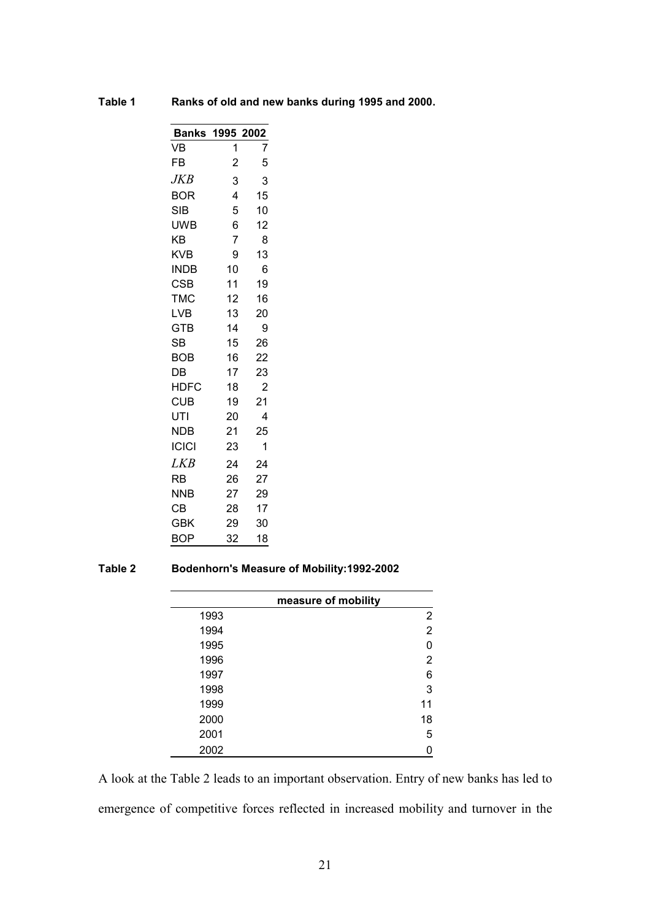**Table 1 Ranks of old and new banks during 1995 and 2000.**

| Banks | 1995 | 2002 |
|---|---|---|
| VB | 1 | 7 |
| FB | 2 | 5 |
| *JKB* | 3 | 3 |
| BOR | 4 | 15 |
| SIB | 5 | 10 |
| UWB | 6 | 12 |
| KB | 7 | 8 |
| KVB | 9 | 13 |
| INDB | 10 | 6 |
| CSB | 11 | 19 |
| TMC | 12 | 16 |
| LVB | 13 | 20 |
| GTB | 14 | 9 |
| SB | 15 | 26 |
| BOB | 16 | 22 |
| DB | 17 | 23 |
| HDFC | 18 | 2 |
| CUB | 19 | 21 |
| UTI | 20 | 4 |
| NDB | 21 | 25 |
| ICICI | 23 | 1 |
| *LKB* | 24 | 24 |
| RB | 26 | 27 |
| NNB | 27 | 29 |
| CB | 28 | 17 |
| GBK | 29 | 30 |
| BOP | 32 | 18 |

**Table 2 Bodenhorn's Measure of Mobility:1992-2002**

| | measure of mobility |
|---|---|
| 1993 | 2 |
| 1994 | 2 |
| 1995 | 0 |
| 1996 | 2 |
| 1997 | 6 |
| 1998 | 3 |
| 1999 | 11 |
| 2000 | 18 |
| 2001 | 5 |
| 2002 | 0 |

A look at the Table 2 leads to an important observation. Entry of new banks has led to emergence of competitive forces reflected in increased mobility and turnover in the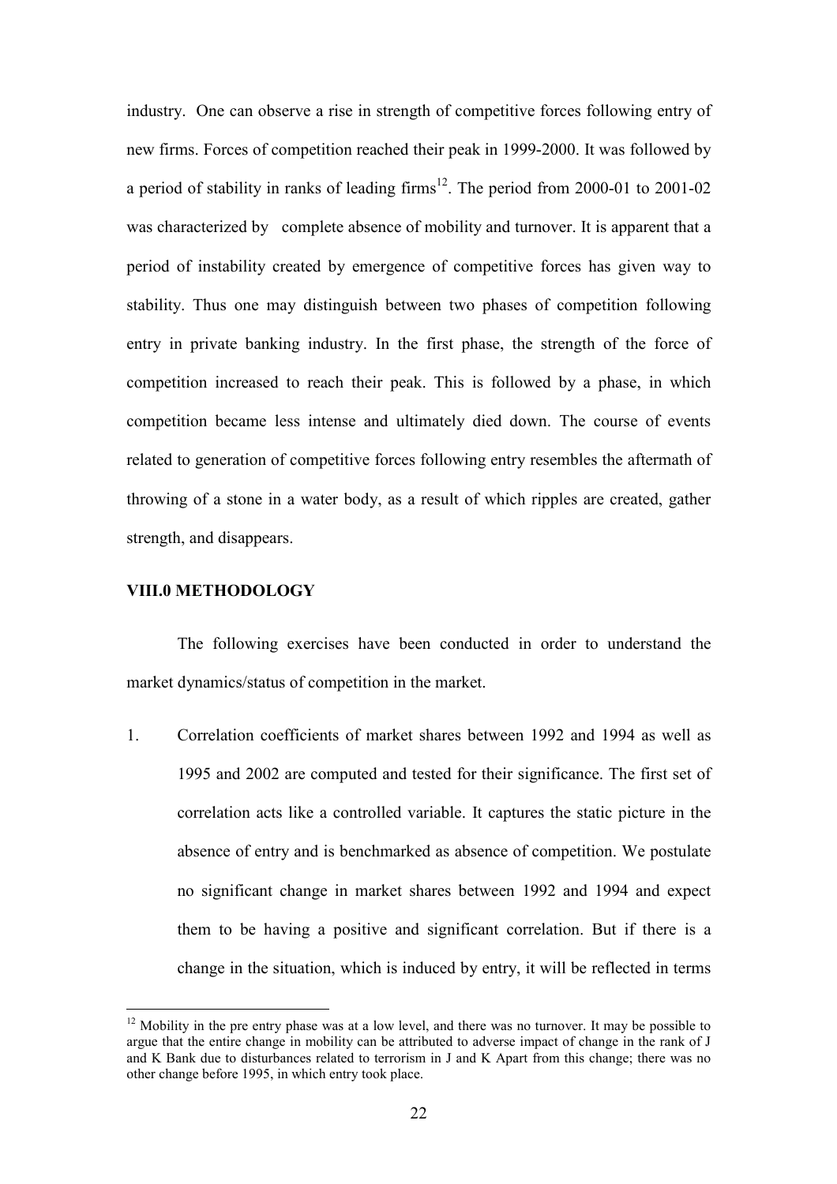industry. One can observe a rise in strength of competitive forces following entry of new firms. Forces of competition reached their peak in 1999-2000. It was followed by a period of stability in ranks of leading firms[12]. The period from 2000-01 to 2001-02 was characterized by complete absence of mobility and turnover. It is apparent that a period of instability created by emergence of competitive forces has given way to stability. Thus one may distinguish between two phases of competition following entry in private banking industry. In the first phase, the strength of the force of competition increased to reach their peak. This is followed by a phase, in which competition became less intense and ultimately died down. The course of events related to generation of competitive forces following entry resembles the aftermath of throwing of a stone in a water body, as a result of which ripples are created, gather strength, and disappears.

## VIII.0 METHODOLOGY

The following exercises have been conducted in order to understand the market dynamics/status of competition in the market.

1. Correlation coefficients of market shares between 1992 and 1994 as well as 1995 and 2002 are computed and tested for their significance. The first set of correlation acts like a controlled variable. It captures the static picture in the absence of entry and is benchmarked as absence of competition. We postulate no significant change in market shares between 1992 and 1994 and expect them to be having a positive and significant correlation. But if there is a change in the situation, which is induced by entry, it will be reflected in terms

[12] Mobility in the pre entry phase was at a low level, and there was no turnover. It may be possible to argue that the entire change in mobility can be attributed to adverse impact of change in the rank of J and K Bank due to disturbances related to terrorism in J and K Apart from this change; there was no other change before 1995, in which entry took place.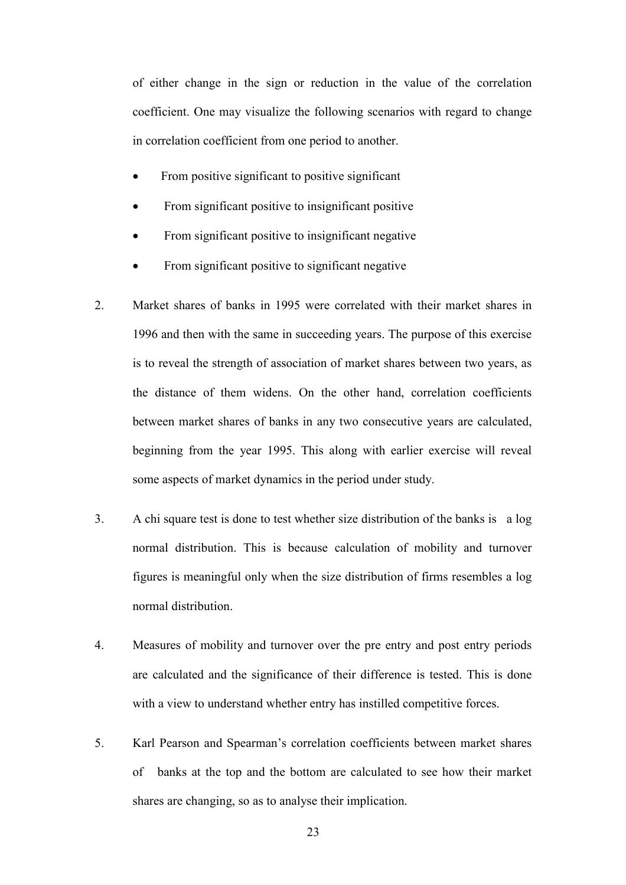of either change in the sign or reduction in the value of the correlation coefficient. One may visualize the following scenarios with regard to change in correlation coefficient from one period to another.

- From positive significant to positive significant
- From significant positive to insignificant positive
- From significant positive to insignificant negative
- From significant positive to significant negative

2. Market shares of banks in 1995 were correlated with their market shares in 1996 and then with the same in succeeding years. The purpose of this exercise is to reveal the strength of association of market shares between two years, as the distance of them widens. On the other hand, correlation coefficients between market shares of banks in any two consecutive years are calculated, beginning from the year 1995. This along with earlier exercise will reveal some aspects of market dynamics in the period under study.

3. A chi square test is done to test whether size distribution of the banks is a log normal distribution. This is because calculation of mobility and turnover figures is meaningful only when the size distribution of firms resembles a log normal distribution.

4. Measures of mobility and turnover over the pre entry and post entry periods are calculated and the significance of their difference is tested. This is done with a view to understand whether entry has instilled competitive forces.

5. Karl Pearson and Spearman's correlation coefficients between market shares of banks at the top and the bottom are calculated to see how their market shares are changing, so as to analyse their implication.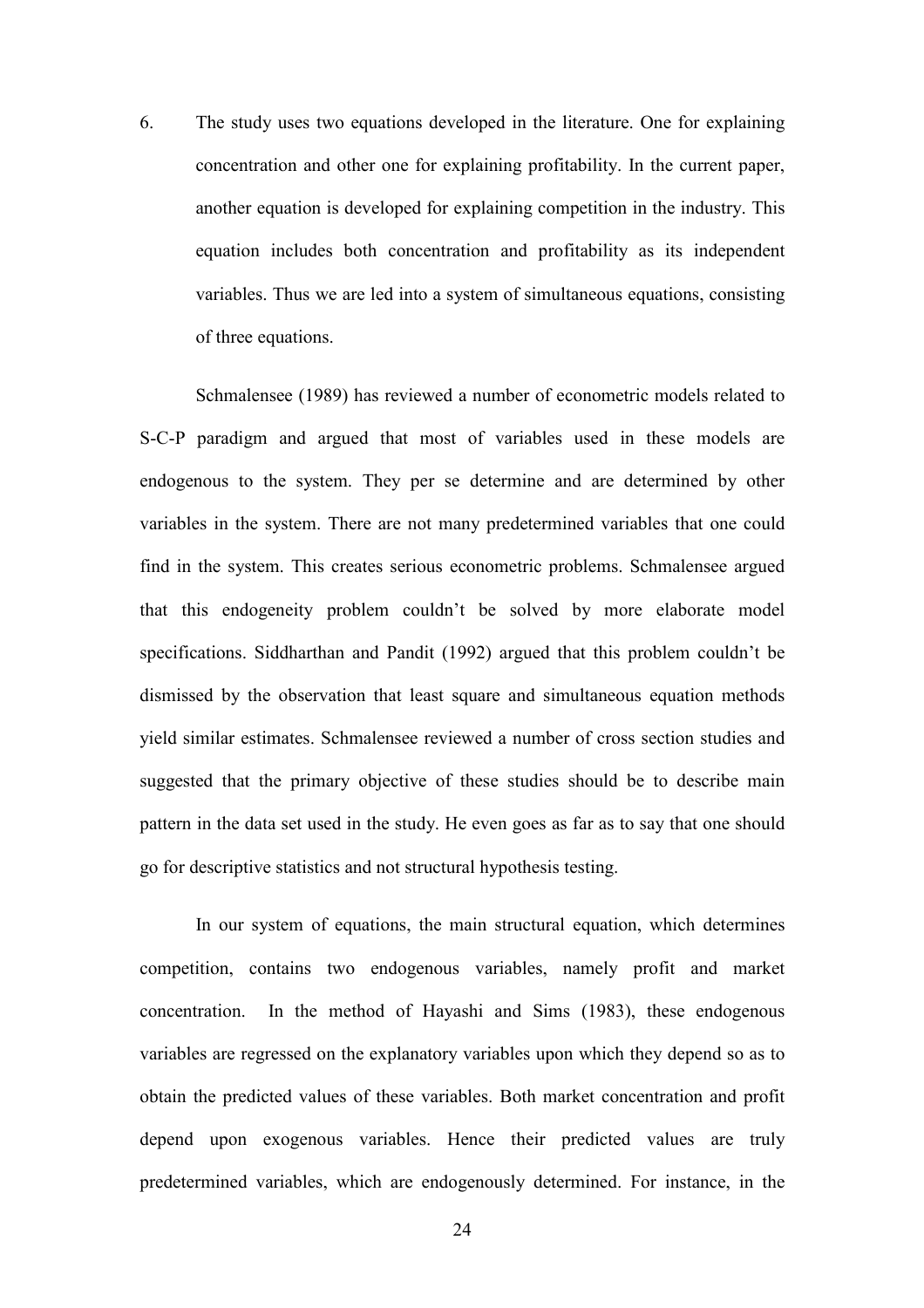6. The study uses two equations developed in the literature. One for explaining concentration and other one for explaining profitability. In the current paper, another equation is developed for explaining competition in the industry. This equation includes both concentration and profitability as its independent variables. Thus we are led into a system of simultaneous equations, consisting of three equations.

Schmalensee (1989) has reviewed a number of econometric models related to S-C-P paradigm and argued that most of variables used in these models are endogenous to the system. They per se determine and are determined by other variables in the system. There are not many predetermined variables that one could find in the system. This creates serious econometric problems. Schmalensee argued that this endogeneity problem couldn't be solved by more elaborate model specifications. Siddharthan and Pandit (1992) argued that this problem couldn't be dismissed by the observation that least square and simultaneous equation methods yield similar estimates. Schmalensee reviewed a number of cross section studies and suggested that the primary objective of these studies should be to describe main pattern in the data set used in the study. He even goes as far as to say that one should go for descriptive statistics and not structural hypothesis testing.

In our system of equations, the main structural equation, which determines competition, contains two endogenous variables, namely profit and market concentration. In the method of Hayashi and Sims (1983), these endogenous variables are regressed on the explanatory variables upon which they depend so as to obtain the predicted values of these variables. Both market concentration and profit depend upon exogenous variables. Hence their predicted values are truly predetermined variables, which are endogenously determined. For instance, in the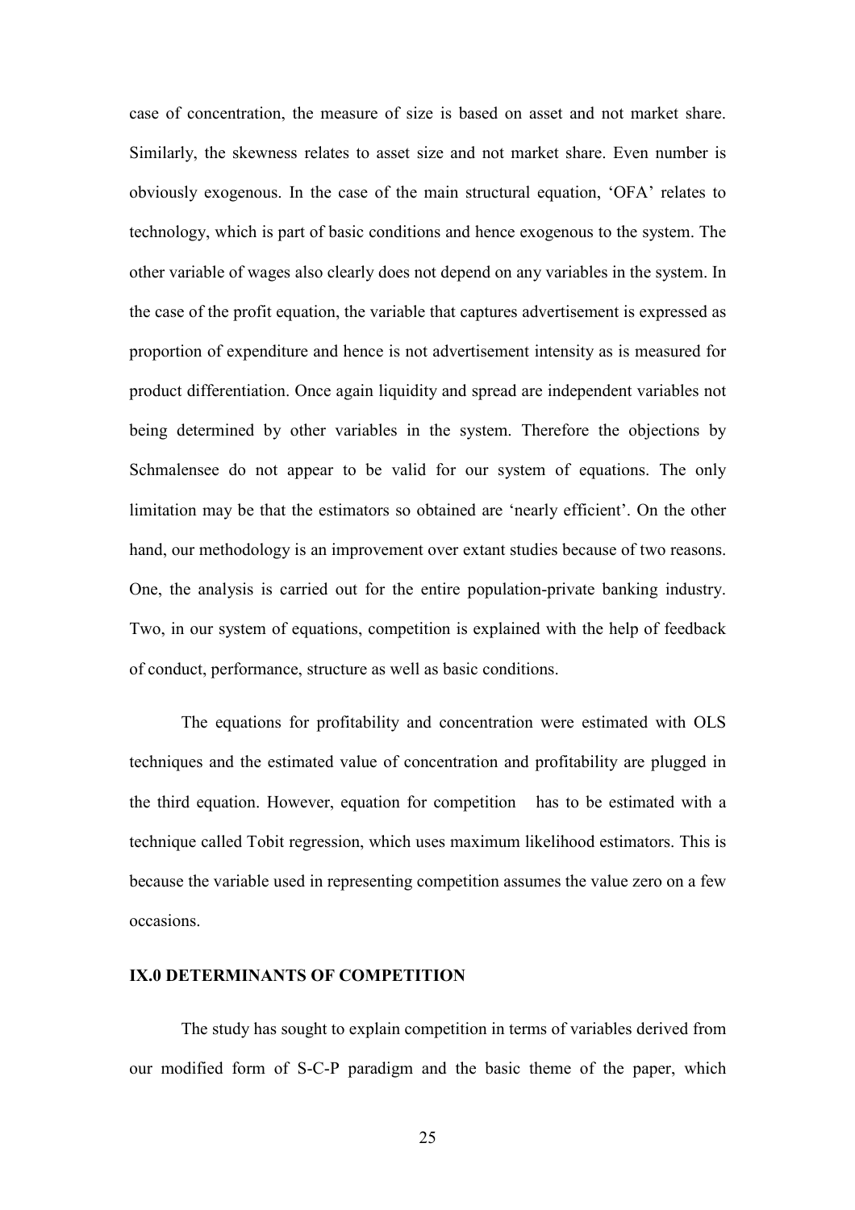case of concentration, the measure of size is based on asset and not market share. Similarly, the skewness relates to asset size and not market share. Even number is obviously exogenous. In the case of the main structural equation, 'OFA' relates to technology, which is part of basic conditions and hence exogenous to the system. The other variable of wages also clearly does not depend on any variables in the system. In the case of the profit equation, the variable that captures advertisement is expressed as proportion of expenditure and hence is not advertisement intensity as is measured for product differentiation. Once again liquidity and spread are independent variables not being determined by other variables in the system. Therefore the objections by Schmalensee do not appear to be valid for our system of equations. The only limitation may be that the estimators so obtained are 'nearly efficient'. On the other hand, our methodology is an improvement over extant studies because of two reasons. One, the analysis is carried out for the entire population-private banking industry. Two, in our system of equations, competition is explained with the help of feedback of conduct, performance, structure as well as basic conditions.

The equations for profitability and concentration were estimated with OLS techniques and the estimated value of concentration and profitability are plugged in the third equation. However, equation for competition has to be estimated with a technique called Tobit regression, which uses maximum likelihood estimators. This is because the variable used in representing competition assumes the value zero on a few occasions.

## IX.0 DETERMINANTS OF COMPETITION

The study has sought to explain competition in terms of variables derived from our modified form of S-C-P paradigm and the basic theme of the paper, which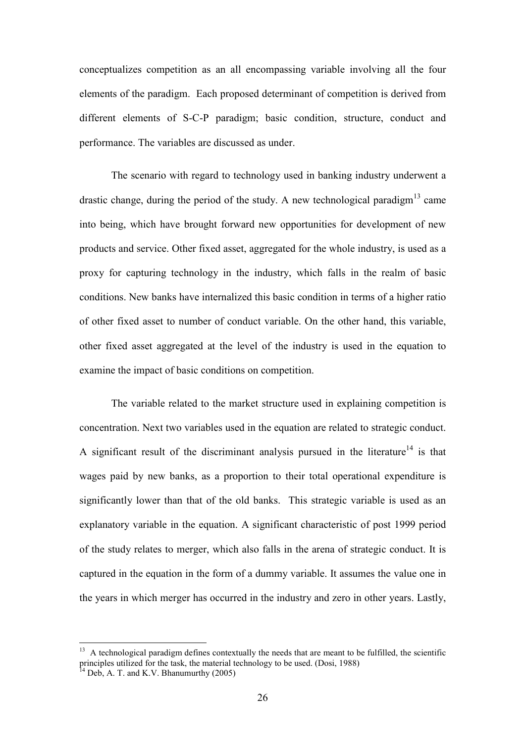conceptualizes competition as an all encompassing variable involving all the four elements of the paradigm. Each proposed determinant of competition is derived from different elements of S-C-P paradigm; basic condition, structure, conduct and performance. The variables are discussed as under.

The scenario with regard to technology used in banking industry underwent a drastic change, during the period of the study. A new technological paradigm[13] came into being, which have brought forward new opportunities for development of new products and service. Other fixed asset, aggregated for the whole industry, is used as a proxy for capturing technology in the industry, which falls in the realm of basic conditions. New banks have internalized this basic condition in terms of a higher ratio of other fixed asset to number of conduct variable. On the other hand, this variable, other fixed asset aggregated at the level of the industry is used in the equation to examine the impact of basic conditions on competition.

The variable related to the market structure used in explaining competition is concentration. Next two variables used in the equation are related to strategic conduct. A significant result of the discriminant analysis pursued in the literature[14] is that wages paid by new banks, as a proportion to their total operational expenditure is significantly lower than that of the old banks. This strategic variable is used as an explanatory variable in the equation. A significant characteristic of post 1999 period of the study relates to merger, which also falls in the arena of strategic conduct. It is captured in the equation in the form of a dummy variable. It assumes the value one in the years in which merger has occurred in the industry and zero in other years. Lastly,

---

[13] A technological paradigm defines contextually the needs that are meant to be fulfilled, the scientific principles utilized for the task, the material technology to be used. (Dosi, 1988)

[14] Deb, A. T. and K.V. Bhanumurthy (2005)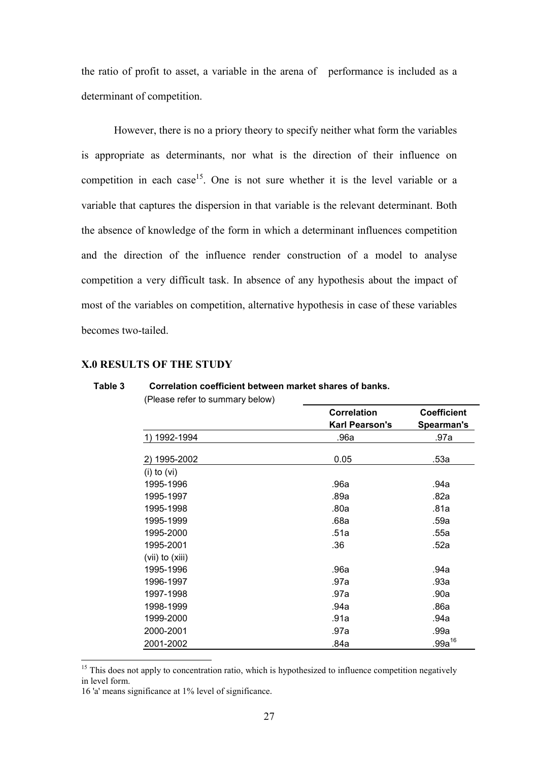the ratio of profit to asset, a variable in the arena of performance is included as a determinant of competition.

However, there is no a priory theory to specify neither what form the variables is appropriate as determinants, nor what is the direction of their influence on competition in each case[15]. One is not sure whether it is the level variable or a variable that captures the dispersion in that variable is the relevant determinant. Both the absence of knowledge of the form in which a determinant influences competition and the direction of the influence render construction of a model to analyse competition a very difficult task. In absence of any hypothesis about the impact of most of the variables on competition, alternative hypothesis in case of these variables becomes two-tailed.

## X.0 RESULTS OF THE STUDY

**Table 3 Correlation coefficient between market shares of banks.**

(Please refer to summary below)

| | Correlation Karl Pearson's | Coefficient Spearman's |
|---|---|---|
| 1) 1992-1994 | .96a | .97a |
| 2) 1995-2002 | 0.05 | .53a |
| (i) to (vi) | | |
| 1995-1996 | .96a | .94a |
| 1995-1997 | .89a | .82a |
| 1995-1998 | .80a | .81a |
| 1995-1999 | .68a | .59a |
| 1995-2000 | .51a | .55a |
| 1995-2001 | .36 | .52a |
| (vii) to (xiii) | | |
| 1995-1996 | .96a | .94a |
| 1996-1997 | .97a | .93a |
| 1997-1998 | .97a | .90a |
| 1998-1999 | .94a | .86a |
| 1999-2000 | .91a | .94a |
| 2000-2001 | .97a | .99a |
| 2001-2002 | .84a | .99a[16] |

[15] This does not apply to concentration ratio, which is hypothesized to influence competition negatively in level form.

16 'a' means significance at 1% level of significance.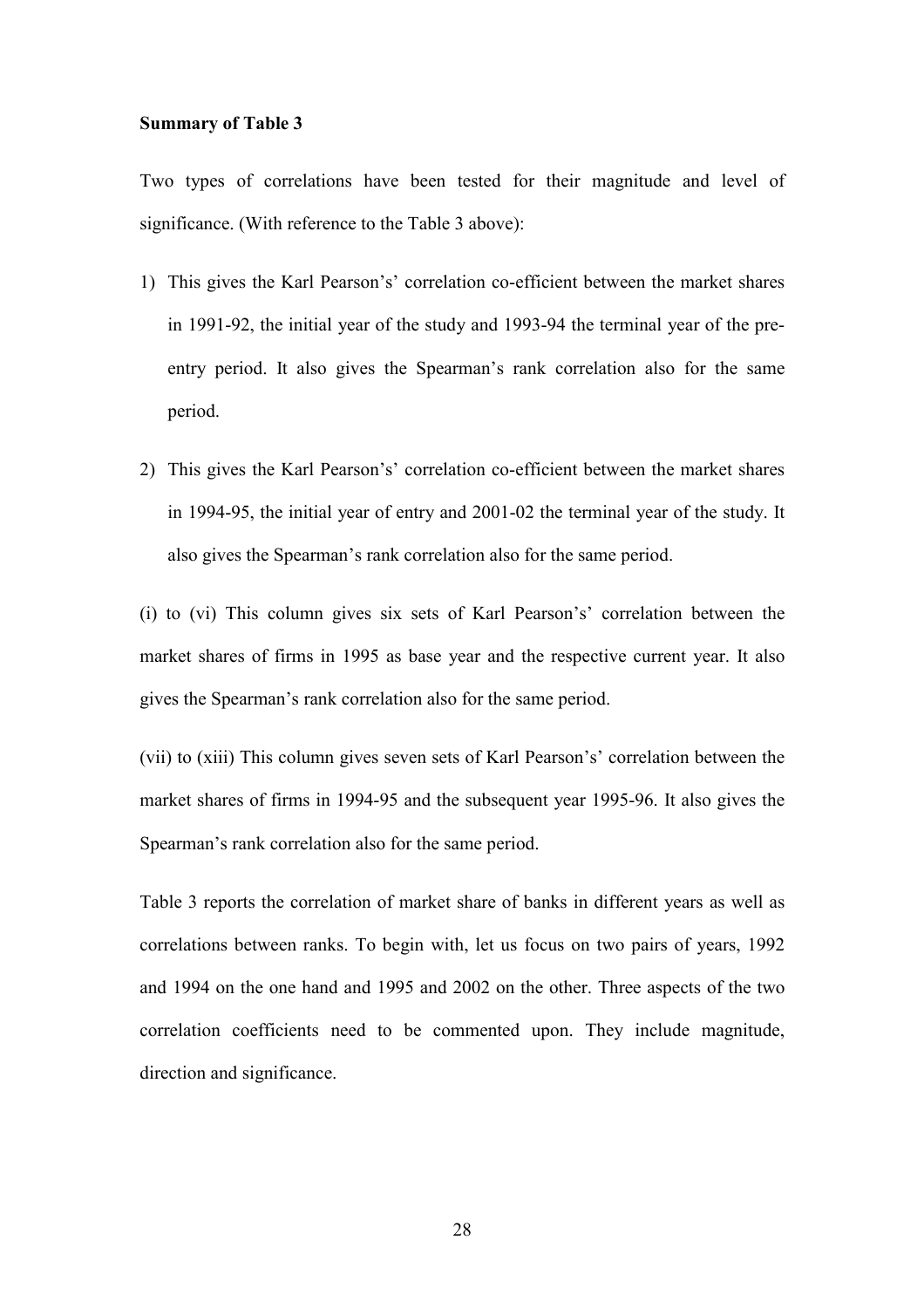**Summary of Table 3**

Two types of correlations have been tested for their magnitude and level of significance. (With reference to the Table 3 above):

1) This gives the Karl Pearson's' correlation co-efficient between the market shares in 1991-92, the initial year of the study and 1993-94 the terminal year of the pre-entry period. It also gives the Spearman's rank correlation also for the same period.

2) This gives the Karl Pearson's' correlation co-efficient between the market shares in 1994-95, the initial year of entry and 2001-02 the terminal year of the study. It also gives the Spearman's rank correlation also for the same period.

(i) to (vi) This column gives six sets of Karl Pearson's' correlation between the market shares of firms in 1995 as base year and the respective current year. It also gives the Spearman's rank correlation also for the same period.

(vii) to (xiii) This column gives seven sets of Karl Pearson's' correlation between the market shares of firms in 1994-95 and the subsequent year 1995-96. It also gives the Spearman's rank correlation also for the same period.

Table 3 reports the correlation of market share of banks in different years as well as correlations between ranks. To begin with, let us focus on two pairs of years, 1992 and 1994 on the one hand and 1995 and 2002 on the other. Three aspects of the two correlation coefficients need to be commented upon. They include magnitude, direction and significance.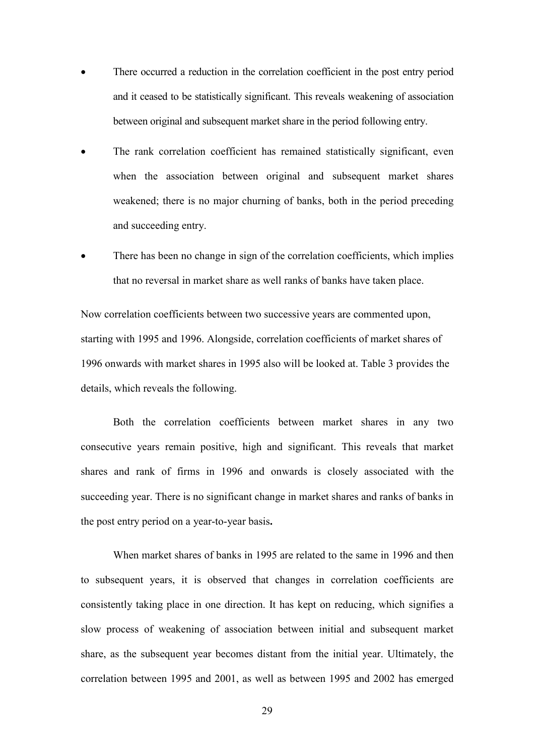- There occurred a reduction in the correlation coefficient in the post entry period and it ceased to be statistically significant. This reveals weakening of association between original and subsequent market share in the period following entry.
- The rank correlation coefficient has remained statistically significant, even when the association between original and subsequent market shares weakened; there is no major churning of banks, both in the period preceding and succeeding entry.
- There has been no change in sign of the correlation coefficients, which implies that no reversal in market share as well ranks of banks have taken place.

Now correlation coefficients between two successive years are commented upon, starting with 1995 and 1996. Alongside, correlation coefficients of market shares of 1996 onwards with market shares in 1995 also will be looked at. Table 3 provides the details, which reveals the following.

Both the correlation coefficients between market shares in any two consecutive years remain positive, high and significant. This reveals that market shares and rank of firms in 1996 and onwards is closely associated with the succeeding year. There is no significant change in market shares and ranks of banks in the post entry period on a year-to-year basis**.**

When market shares of banks in 1995 are related to the same in 1996 and then to subsequent years, it is observed that changes in correlation coefficients are consistently taking place in one direction. It has kept on reducing, which signifies a slow process of weakening of association between initial and subsequent market share, as the subsequent year becomes distant from the initial year. Ultimately, the correlation between 1995 and 2001, as well as between 1995 and 2002 has emerged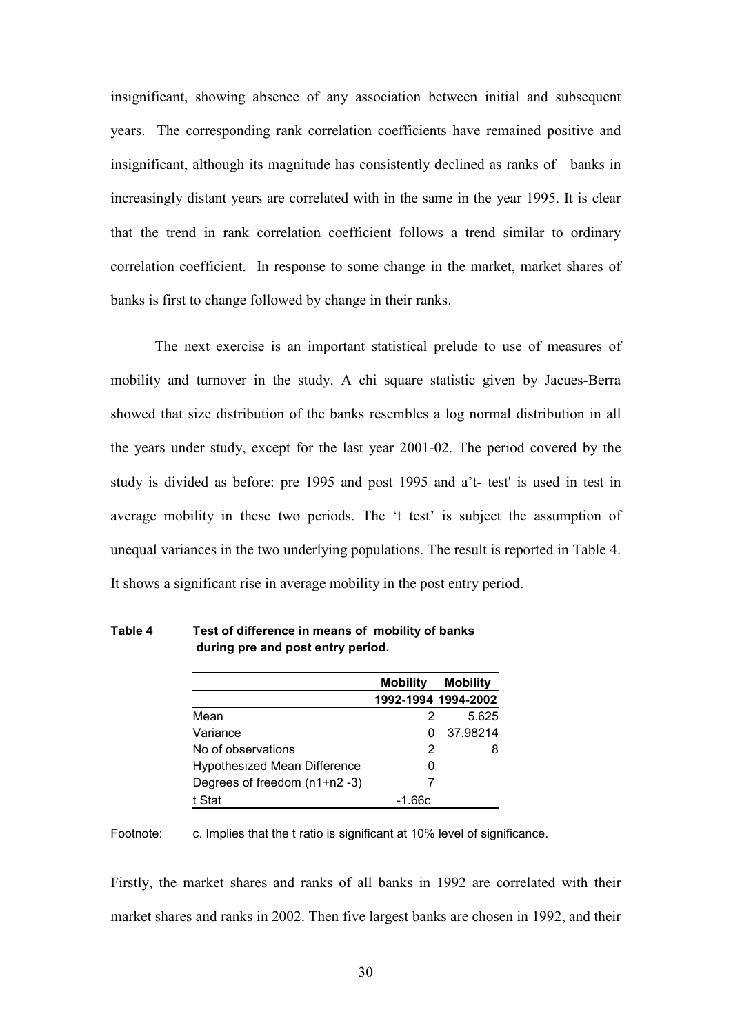insignificant, showing absence of any association between initial and subsequent years. The corresponding rank correlation coefficients have remained positive and insignificant, although its magnitude has consistently declined as ranks of banks in increasingly distant years are correlated with in the same in the year 1995. It is clear that the trend in rank correlation coefficient follows a trend similar to ordinary correlation coefficient. In response to some change in the market, market shares of banks is first to change followed by change in their ranks.

The next exercise is an important statistical prelude to use of measures of mobility and turnover in the study. A chi square statistic given by Jacues-Berra showed that size distribution of the banks resembles a log normal distribution in all the years under study, except for the last year 2001-02. The period covered by the study is divided as before: pre 1995 and post 1995 and a't- test' is used in test in average mobility in these two periods. The 't test' is subject the assumption of unequal variances in the two underlying populations. The result is reported in Table 4. It shows a significant rise in average mobility in the post entry period.

**Table 4 Test of difference in means of mobility of banks during pre and post entry period.**

| | Mobility 1992-1994 | Mobility 1994-2002 |
|---|---|---|
| Mean | 2 | 5.625 |
| Variance | 0 | 37.98214 |
| No of observations | 2 | 8 |
| Hypothesized Mean Difference | 0 | |
| Degrees of freedom (n1+n2 -3) | 7 | |
| t Stat | -1.66c | |

Footnote: c. Implies that the t ratio is significant at 10% level of significance.

Firstly, the market shares and ranks of all banks in 1992 are correlated with their market shares and ranks in 2002. Then five largest banks are chosen in 1992, and their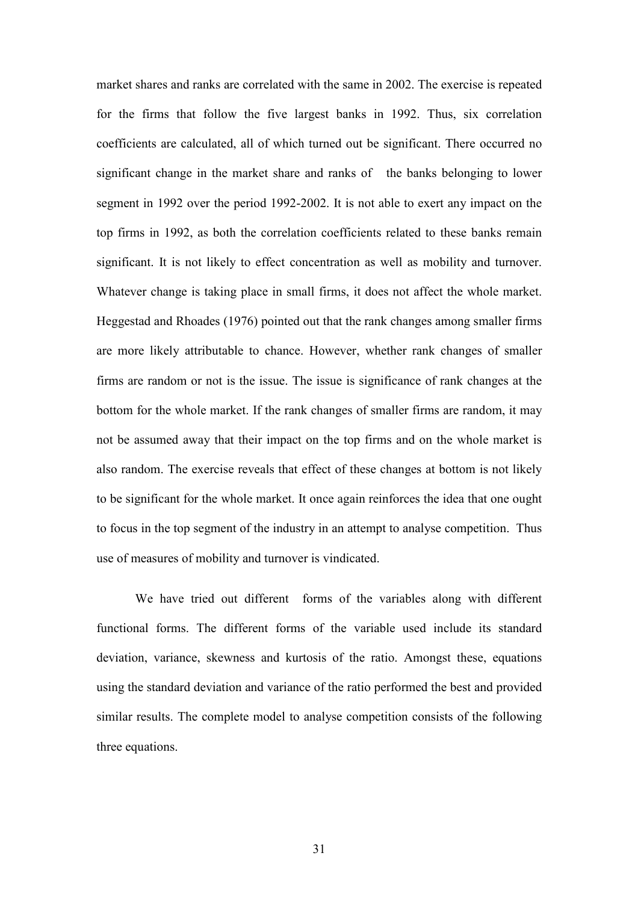market shares and ranks are correlated with the same in 2002. The exercise is repeated for the firms that follow the five largest banks in 1992. Thus, six correlation coefficients are calculated, all of which turned out be significant. There occurred no significant change in the market share and ranks of the banks belonging to lower segment in 1992 over the period 1992-2002. It is not able to exert any impact on the top firms in 1992, as both the correlation coefficients related to these banks remain significant. It is not likely to effect concentration as well as mobility and turnover. Whatever change is taking place in small firms, it does not affect the whole market. Heggestad and Rhoades (1976) pointed out that the rank changes among smaller firms are more likely attributable to chance. However, whether rank changes of smaller firms are random or not is the issue. The issue is significance of rank changes at the bottom for the whole market. If the rank changes of smaller firms are random, it may not be assumed away that their impact on the top firms and on the whole market is also random. The exercise reveals that effect of these changes at bottom is not likely to be significant for the whole market. It once again reinforces the idea that one ought to focus in the top segment of the industry in an attempt to analyse competition. Thus use of measures of mobility and turnover is vindicated.

We have tried out different forms of the variables along with different functional forms. The different forms of the variable used include its standard deviation, variance, skewness and kurtosis of the ratio. Amongst these, equations using the standard deviation and variance of the ratio performed the best and provided similar results. The complete model to analyse competition consists of the following three equations.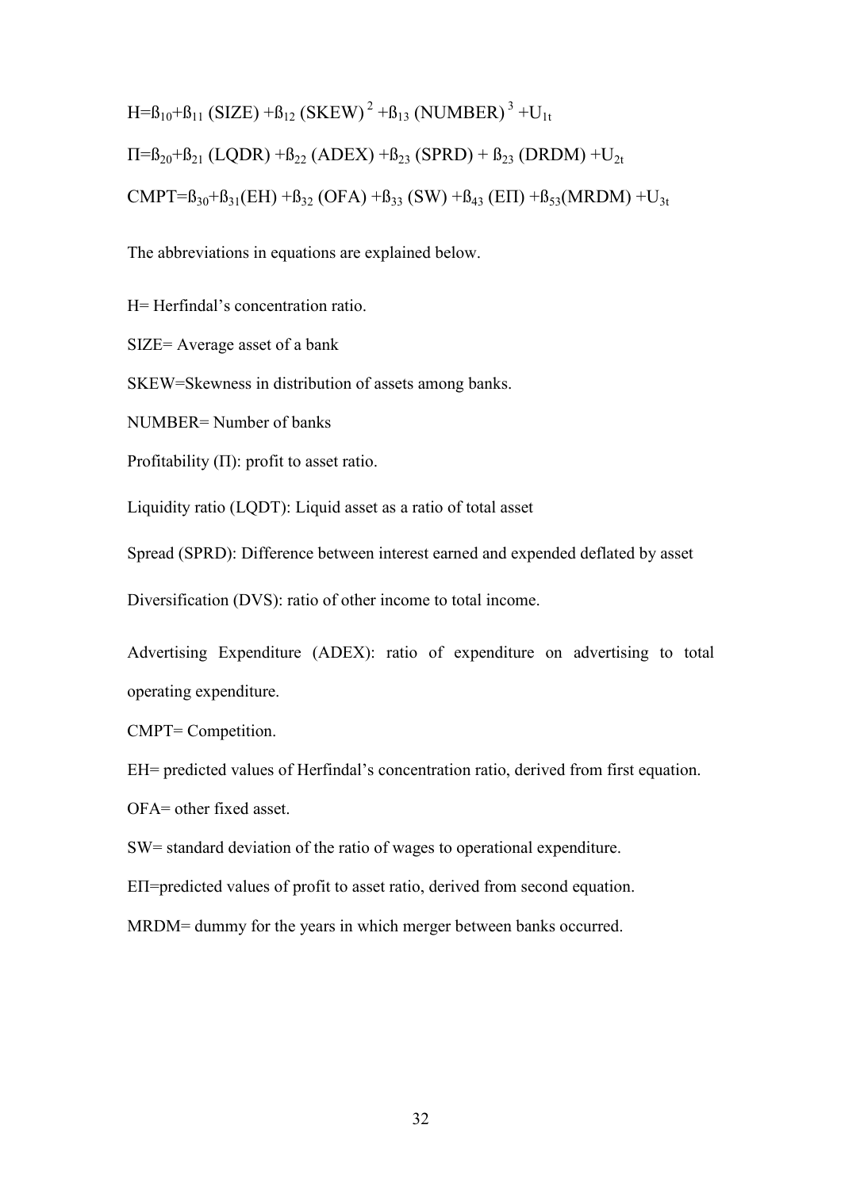$$H=\beta_{10}+\beta_{11}\,(SIZE)+\beta_{12}\,(SKEW)^{2}+\beta_{13}\,(NUMBER)^{3}+U_{1t}$$

$$\Pi=\beta_{20}+\beta_{21}\,(LQDR)+\beta_{22}\,(ADEX)+\beta_{23}\,(SPRD)+\beta_{23}\,(DRDM)+U_{2t}$$

$$CMPT=\beta_{30}+\beta_{31}(EH)+\beta_{32}\,(OFA)+\beta_{33}\,(SW)+\beta_{43}\,(E\Pi)+\beta_{53}(MRDM)+U_{3t}$$

The abbreviations in equations are explained below.

H= Herfindal's concentration ratio.

SIZE= Average asset of a bank

SKEW=Skewness in distribution of assets among banks.

NUMBER= Number of banks

Profitability (Π): profit to asset ratio.

Liquidity ratio (LQDT): Liquid asset as a ratio of total asset

Spread (SPRD): Difference between interest earned and expended deflated by asset

Diversification (DVS): ratio of other income to total income.

Advertising Expenditure (ADEX): ratio of expenditure on advertising to total operating expenditure.

CMPT= Competition.

EH= predicted values of Herfindal's concentration ratio, derived from first equation.

OFA= other fixed asset.

SW= standard deviation of the ratio of wages to operational expenditure.

EΠ=predicted values of profit to asset ratio, derived from second equation.

MRDM= dummy for the years in which merger between banks occurred.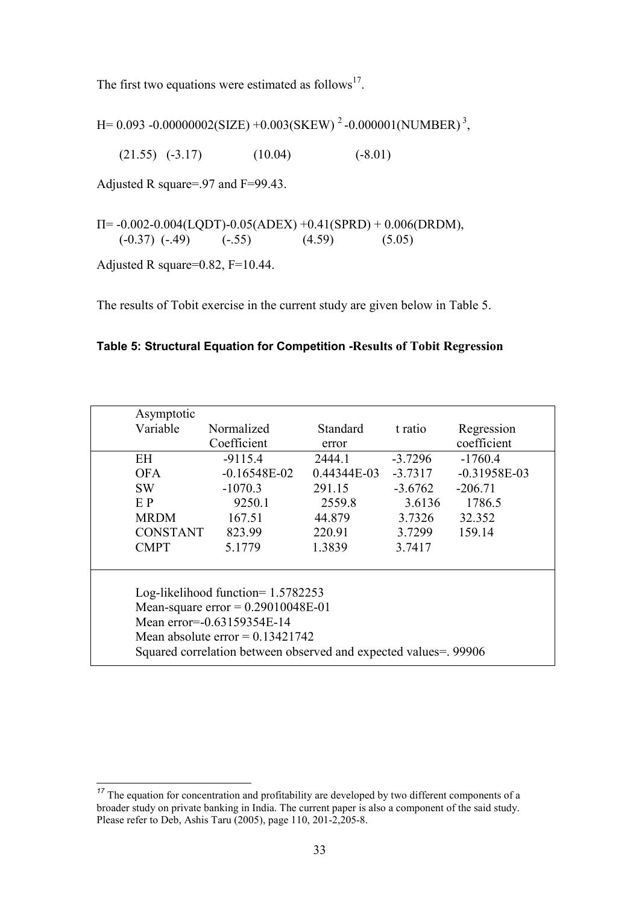The first two equations were estimated as follows[17].

$$H = 0.093 - 0.00000002(SIZE) + 0.003(SKEW)^{2} - 0.000001(NUMBER)^{3},$$

(21.55) (-3.17) (10.04) (-8.01)

Adjusted R square=.97 and F=99.43.

$$\Pi = -0.002 - 0.004(LQDT) - 0.05(ADEX) + 0.41(SPRD) + 0.006(DRDM),$$

(-0.37) (-.49) (-.55) (4.59) (5.05)

Adjusted R square=0.82, F=10.44.

The results of Tobit exercise in the current study are given below in Table 5.

**Table 5: Structural Equation for Competition -Results of Tobit Regression**

| Asymptotic Variable | Normalized Coefficient | Standard error | t ratio | Regression coefficient |
|---|---|---|---|---|
| EH | -9115.4 | 2444.1 | -3.7296 | -1760.4 |
| OFA | -0.16548E-02 | 0.44344E-03 | -3.7317 | -0.31958E-03 |
| SW | -1070.3 | 291.15 | -3.6762 | -206.71 |
| E P | 9250.1 | 2559.8 | 3.6136 | 1786.5 |
| MRDM | 167.51 | 44.879 | 3.7326 | 32.352 |
| CONSTANT | 823.99 | 220.91 | 3.7299 | 159.14 |
| CMPT | 5.1779 | 1.3839 | 3.7417 | |

Log-likelihood function= 1.5782253
Mean-square error = 0.29010048E-01
Mean error=-0.63159354E-14
Mean absolute error = 0.13421742
Squared correlation between observed and expected values=. 99906

---

[17] The equation for concentration and profitability are developed by two different components of a broader study on private banking in India. The current paper is also a component of the said study. Please refer to Deb, Ashis Taru (2005), page 110, 201-2,205-8.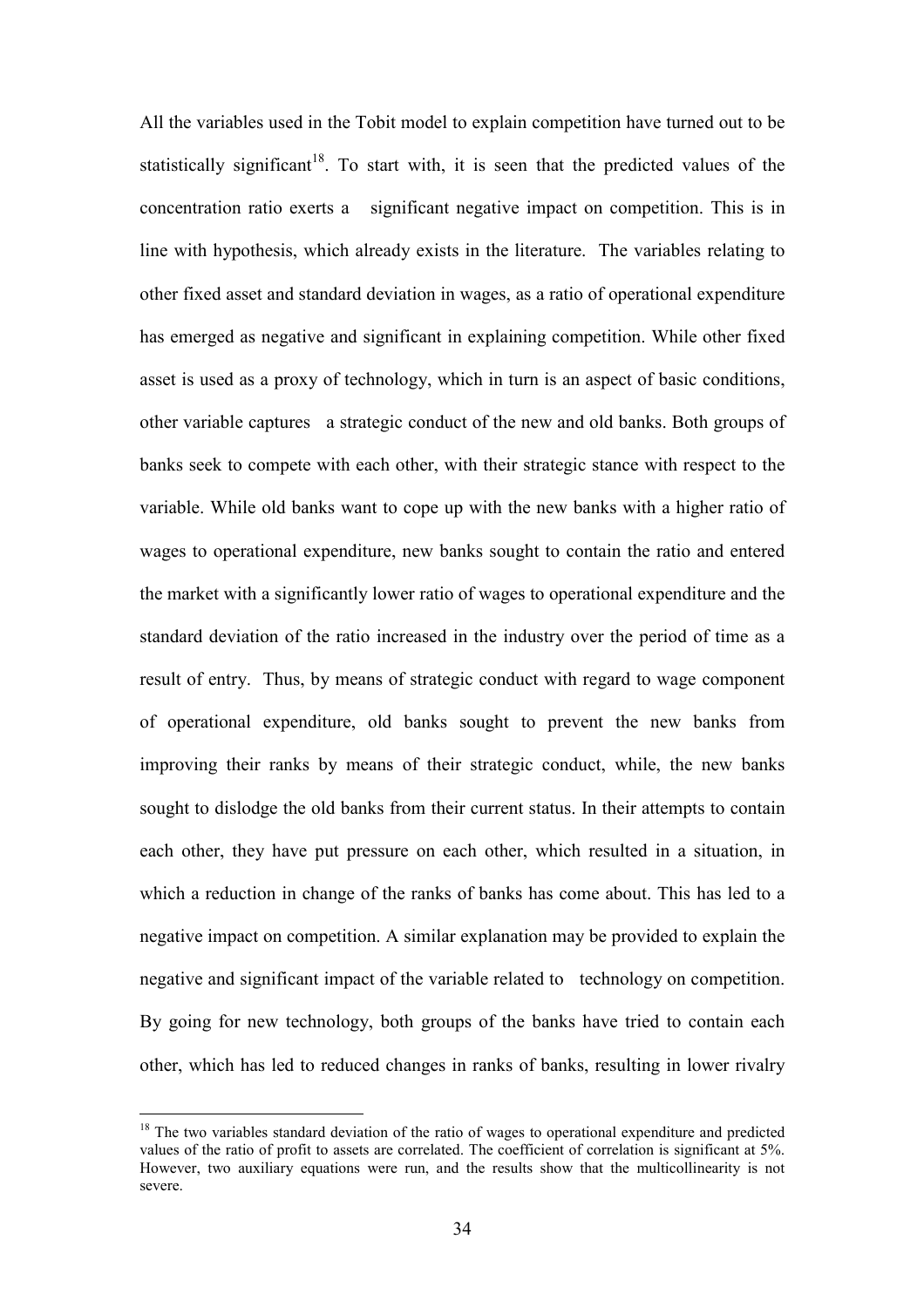All the variables used in the Tobit model to explain competition have turned out to be statistically significant[18]. To start with, it is seen that the predicted values of the concentration ratio exerts a significant negative impact on competition. This is in line with hypothesis, which already exists in the literature. The variables relating to other fixed asset and standard deviation in wages, as a ratio of operational expenditure has emerged as negative and significant in explaining competition. While other fixed asset is used as a proxy of technology, which in turn is an aspect of basic conditions, other variable captures a strategic conduct of the new and old banks. Both groups of banks seek to compete with each other, with their strategic stance with respect to the variable. While old banks want to cope up with the new banks with a higher ratio of wages to operational expenditure, new banks sought to contain the ratio and entered the market with a significantly lower ratio of wages to operational expenditure and the standard deviation of the ratio increased in the industry over the period of time as a result of entry. Thus, by means of strategic conduct with regard to wage component of operational expenditure, old banks sought to prevent the new banks from improving their ranks by means of their strategic conduct, while, the new banks sought to dislodge the old banks from their current status. In their attempts to contain each other, they have put pressure on each other, which resulted in a situation, in which a reduction in change of the ranks of banks has come about. This has led to a negative impact on competition. A similar explanation may be provided to explain the negative and significant impact of the variable related to technology on competition. By going for new technology, both groups of the banks have tried to contain each other, which has led to reduced changes in ranks of banks, resulting in lower rivalry

[18] The two variables standard deviation of the ratio of wages to operational expenditure and predicted values of the ratio of profit to assets are correlated. The coefficient of correlation is significant at 5%. However, two auxiliary equations were run, and the results show that the multicollinearity is not severe.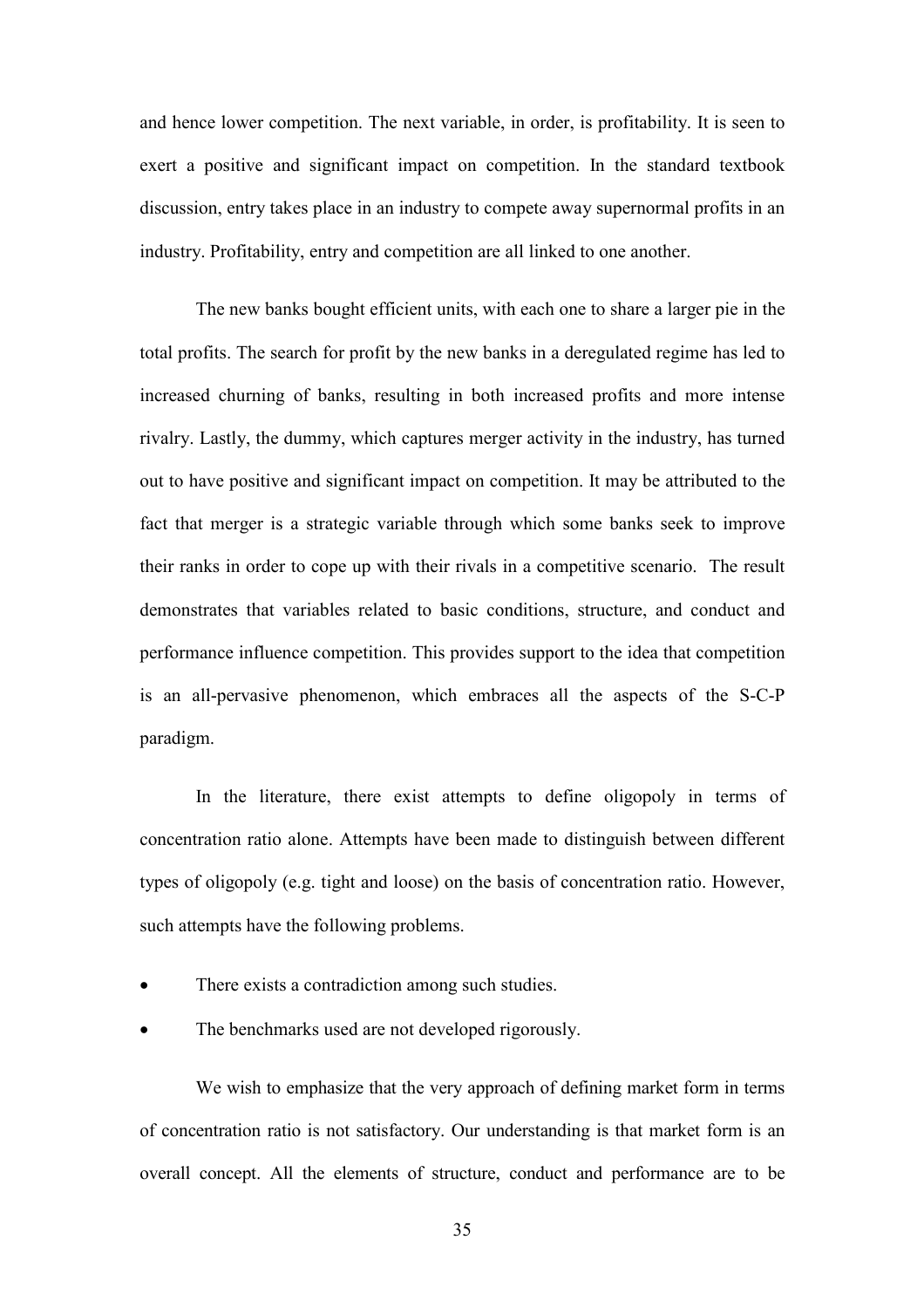and hence lower competition. The next variable, in order, is profitability. It is seen to exert a positive and significant impact on competition. In the standard textbook discussion, entry takes place in an industry to compete away supernormal profits in an industry. Profitability, entry and competition are all linked to one another.

The new banks bought efficient units, with each one to share a larger pie in the total profits. The search for profit by the new banks in a deregulated regime has led to increased churning of banks, resulting in both increased profits and more intense rivalry. Lastly, the dummy, which captures merger activity in the industry, has turned out to have positive and significant impact on competition. It may be attributed to the fact that merger is a strategic variable through which some banks seek to improve their ranks in order to cope up with their rivals in a competitive scenario. The result demonstrates that variables related to basic conditions, structure, and conduct and performance influence competition. This provides support to the idea that competition is an all-pervasive phenomenon, which embraces all the aspects of the S-C-P paradigm.

In the literature, there exist attempts to define oligopoly in terms of concentration ratio alone. Attempts have been made to distinguish between different types of oligopoly (e.g. tight and loose) on the basis of concentration ratio. However, such attempts have the following problems.

- There exists a contradiction among such studies.
- The benchmarks used are not developed rigorously.

We wish to emphasize that the very approach of defining market form in terms of concentration ratio is not satisfactory. Our understanding is that market form is an overall concept. All the elements of structure, conduct and performance are to be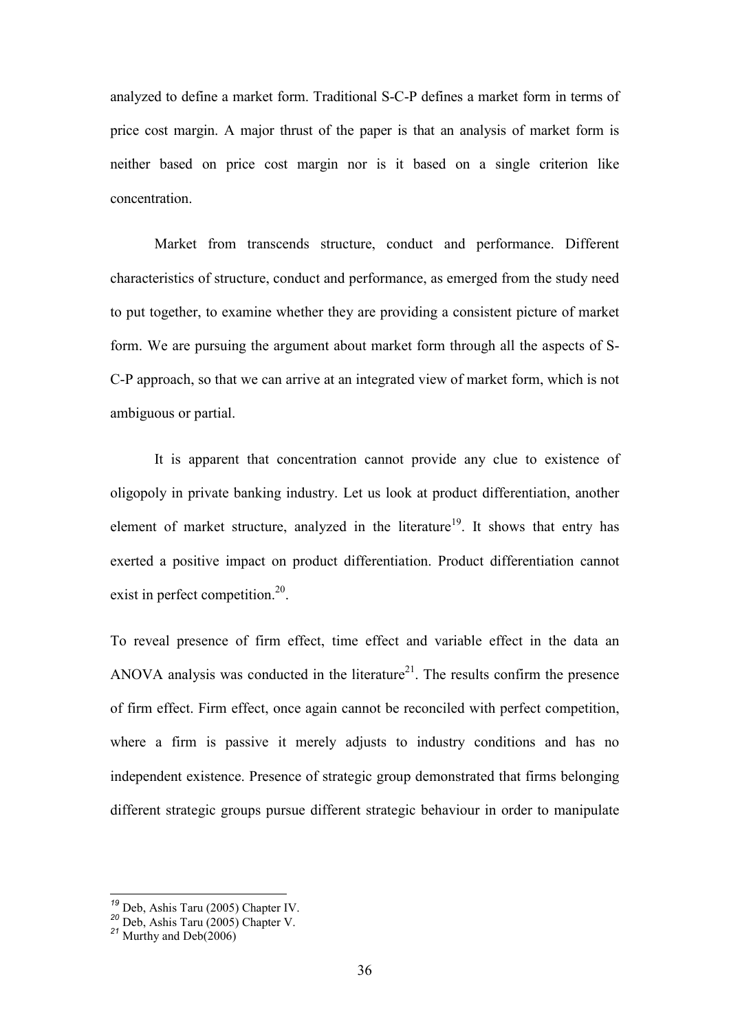analyzed to define a market form. Traditional S-C-P defines a market form in terms of price cost margin. A major thrust of the paper is that an analysis of market form is neither based on price cost margin nor is it based on a single criterion like concentration.

Market from transcends structure, conduct and performance. Different characteristics of structure, conduct and performance, as emerged from the study need to put together, to examine whether they are providing a consistent picture of market form. We are pursuing the argument about market form through all the aspects of S-C-P approach, so that we can arrive at an integrated view of market form, which is not ambiguous or partial.

It is apparent that concentration cannot provide any clue to existence of oligopoly in private banking industry. Let us look at product differentiation, another element of market structure, analyzed in the literature[19]. It shows that entry has exerted a positive impact on product differentiation. Product differentiation cannot exist in perfect competition.[20].

To reveal presence of firm effect, time effect and variable effect in the data an ANOVA analysis was conducted in the literature[21]. The results confirm the presence of firm effect. Firm effect, once again cannot be reconciled with perfect competition, where a firm is passive it merely adjusts to industry conditions and has no independent existence. Presence of strategic group demonstrated that firms belonging different strategic groups pursue different strategic behaviour in order to manipulate

---

[19] Deb, Ashis Taru (2005) Chapter IV.

[20] Deb, Ashis Taru (2005) Chapter V.

[21] Murthy and Deb(2006)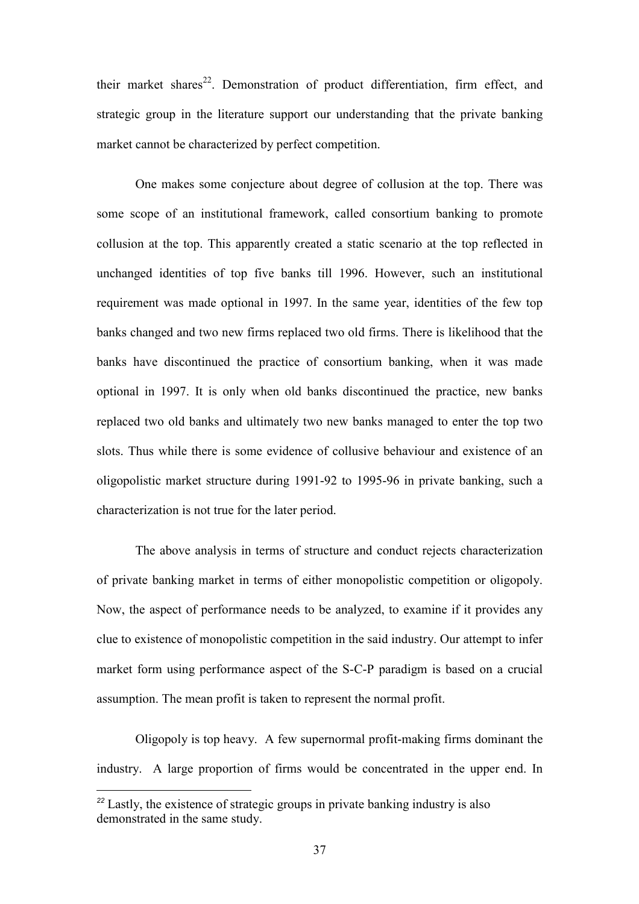their market shares[22]. Demonstration of product differentiation, firm effect, and strategic group in the literature support our understanding that the private banking market cannot be characterized by perfect competition.

One makes some conjecture about degree of collusion at the top. There was some scope of an institutional framework, called consortium banking to promote collusion at the top. This apparently created a static scenario at the top reflected in unchanged identities of top five banks till 1996. However, such an institutional requirement was made optional in 1997. In the same year, identities of the few top banks changed and two new firms replaced two old firms. There is likelihood that the banks have discontinued the practice of consortium banking, when it was made optional in 1997. It is only when old banks discontinued the practice, new banks replaced two old banks and ultimately two new banks managed to enter the top two slots. Thus while there is some evidence of collusive behaviour and existence of an oligopolistic market structure during 1991-92 to 1995-96 in private banking, such a characterization is not true for the later period.

The above analysis in terms of structure and conduct rejects characterization of private banking market in terms of either monopolistic competition or oligopoly. Now, the aspect of performance needs to be analyzed, to examine if it provides any clue to existence of monopolistic competition in the said industry. Our attempt to infer market form using performance aspect of the S-C-P paradigm is based on a crucial assumption. The mean profit is taken to represent the normal profit.

Oligopoly is top heavy. A few supernormal profit-making firms dominant the industry. A large proportion of firms would be concentrated in the upper end. In

[22] Lastly, the existence of strategic groups in private banking industry is also demonstrated in the same study.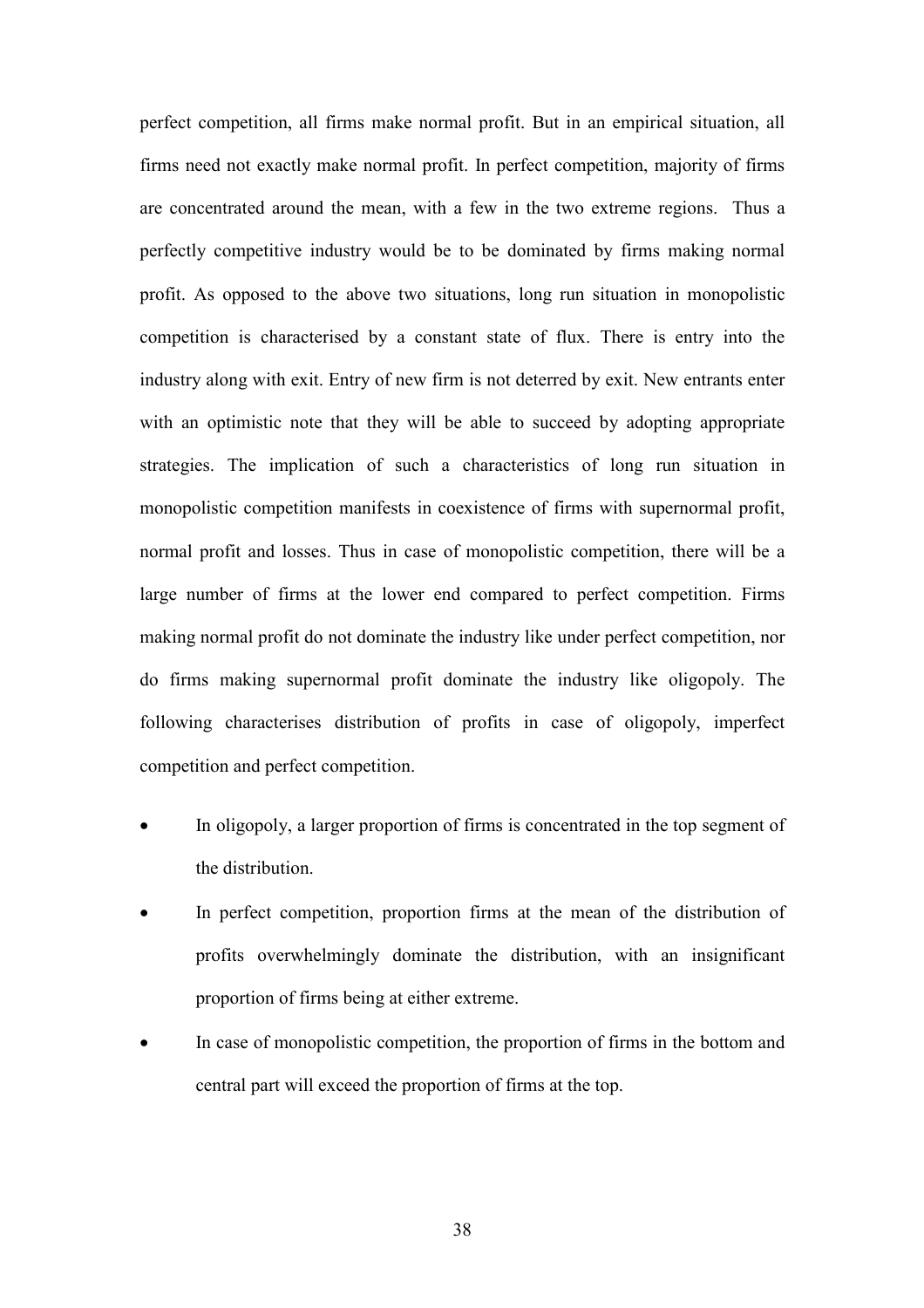perfect competition, all firms make normal profit. But in an empirical situation, all firms need not exactly make normal profit. In perfect competition, majority of firms are concentrated around the mean, with a few in the two extreme regions. Thus a perfectly competitive industry would be to be dominated by firms making normal profit. As opposed to the above two situations, long run situation in monopolistic competition is characterised by a constant state of flux. There is entry into the industry along with exit. Entry of new firm is not deterred by exit. New entrants enter with an optimistic note that they will be able to succeed by adopting appropriate strategies. The implication of such a characteristics of long run situation in monopolistic competition manifests in coexistence of firms with supernormal profit, normal profit and losses. Thus in case of monopolistic competition, there will be a large number of firms at the lower end compared to perfect competition. Firms making normal profit do not dominate the industry like under perfect competition, nor do firms making supernormal profit dominate the industry like oligopoly. The following characterises distribution of profits in case of oligopoly, imperfect competition and perfect competition.

- In oligopoly, a larger proportion of firms is concentrated in the top segment of the distribution.
- In perfect competition, proportion firms at the mean of the distribution of profits overwhelmingly dominate the distribution, with an insignificant proportion of firms being at either extreme.
- In case of monopolistic competition, the proportion of firms in the bottom and central part will exceed the proportion of firms at the top.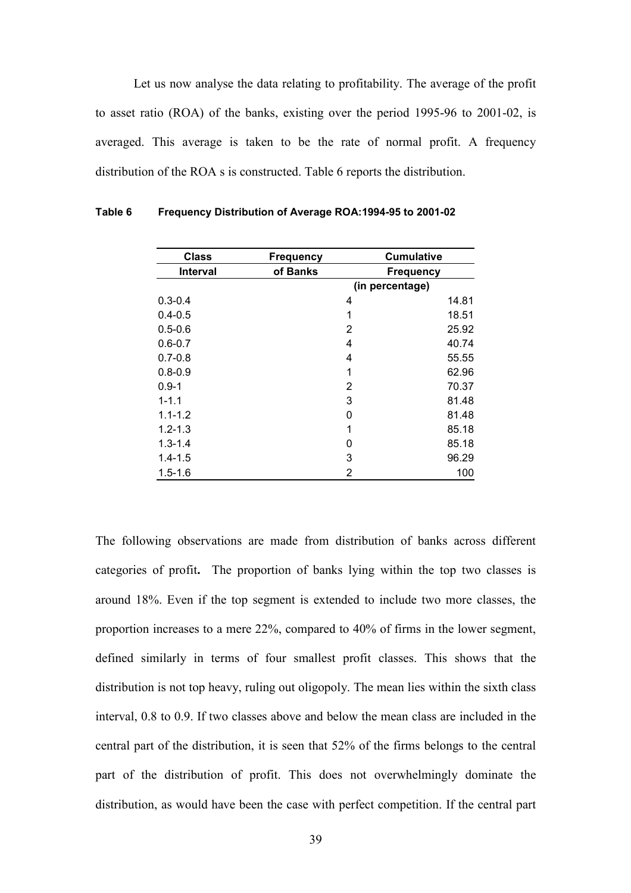Let us now analyse the data relating to profitability. The average of the profit to asset ratio (ROA) of the banks, existing over the period 1995-96 to 2001-02, is averaged. This average is taken to be the rate of normal profit. A frequency distribution of the ROA s is constructed. Table 6 reports the distribution.

**Table 6 Frequency Distribution of Average ROA:1994-95 to 2001-02**

| Class Interval | Frequency of Banks | Cumulative Frequency (in percentage) |
|---|---|---|
| 0.3-0.4 | 4 | 14.81 |
| 0.4-0.5 | 1 | 18.51 |
| 0.5-0.6 | 2 | 25.92 |
| 0.6-0.7 | 4 | 40.74 |
| 0.7-0.8 | 4 | 55.55 |
| 0.8-0.9 | 1 | 62.96 |
| 0.9-1 | 2 | 70.37 |
| 1-1.1 | 3 | 81.48 |
| 1.1-1.2 | 0 | 81.48 |
| 1.2-1.3 | 1 | 85.18 |
| 1.3-1.4 | 0 | 85.18 |
| 1.4-1.5 | 3 | 96.29 |
| 1.5-1.6 | 2 | 100 |

The following observations are made from distribution of banks across different categories of profit**.** The proportion of banks lying within the top two classes is around 18%. Even if the top segment is extended to include two more classes, the proportion increases to a mere 22%, compared to 40% of firms in the lower segment, defined similarly in terms of four smallest profit classes. This shows that the distribution is not top heavy, ruling out oligopoly. The mean lies within the sixth class interval, 0.8 to 0.9. If two classes above and below the mean class are included in the central part of the distribution, it is seen that 52% of the firms belongs to the central part of the distribution of profit. This does not overwhelmingly dominate the distribution, as would have been the case with perfect competition. If the central part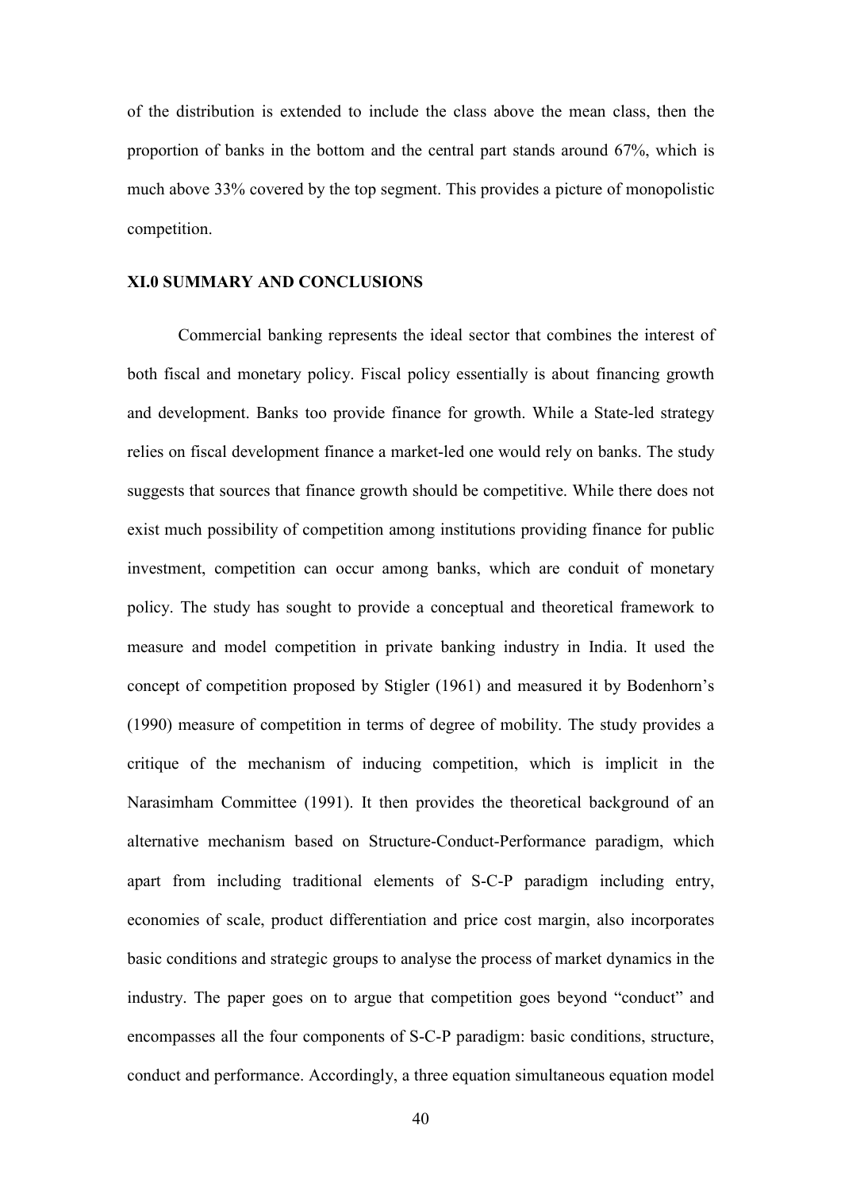of the distribution is extended to include the class above the mean class, then the proportion of banks in the bottom and the central part stands around 67%, which is much above 33% covered by the top segment. This provides a picture of monopolistic competition.

## XI.0 SUMMARY AND CONCLUSIONS

Commercial banking represents the ideal sector that combines the interest of both fiscal and monetary policy. Fiscal policy essentially is about financing growth and development. Banks too provide finance for growth. While a State-led strategy relies on fiscal development finance a market-led one would rely on banks. The study suggests that sources that finance growth should be competitive. While there does not exist much possibility of competition among institutions providing finance for public investment, competition can occur among banks, which are conduit of monetary policy. The study has sought to provide a conceptual and theoretical framework to measure and model competition in private banking industry in India. It used the concept of competition proposed by Stigler (1961) and measured it by Bodenhorn's (1990) measure of competition in terms of degree of mobility. The study provides a critique of the mechanism of inducing competition, which is implicit in the Narasimham Committee (1991). It then provides the theoretical background of an alternative mechanism based on Structure-Conduct-Performance paradigm, which apart from including traditional elements of S-C-P paradigm including entry, economies of scale, product differentiation and price cost margin, also incorporates basic conditions and strategic groups to analyse the process of market dynamics in the industry. The paper goes on to argue that competition goes beyond "conduct" and encompasses all the four components of S-C-P paradigm: basic conditions, structure, conduct and performance. Accordingly, a three equation simultaneous equation model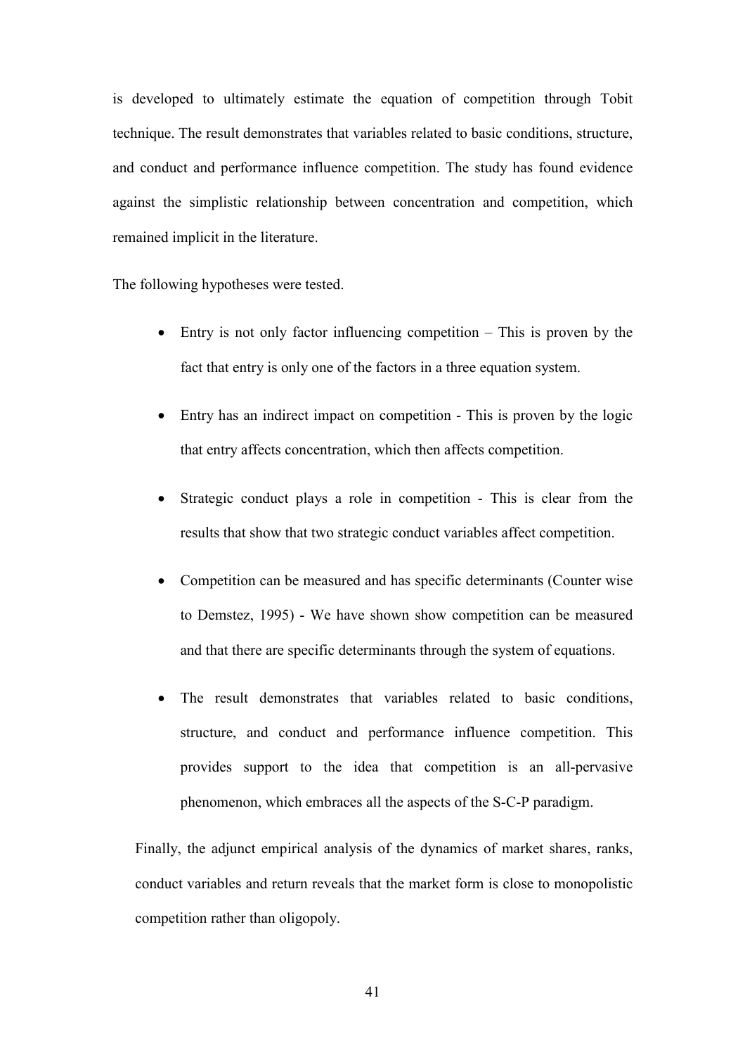is developed to ultimately estimate the equation of competition through Tobit technique. The result demonstrates that variables related to basic conditions, structure, and conduct and performance influence competition. The study has found evidence against the simplistic relationship between concentration and competition, which remained implicit in the literature.

The following hypotheses were tested.

- Entry is not only factor influencing competition – This is proven by the fact that entry is only one of the factors in a three equation system.
- Entry has an indirect impact on competition - This is proven by the logic that entry affects concentration, which then affects competition.
- Strategic conduct plays a role in competition - This is clear from the results that show that two strategic conduct variables affect competition.
- Competition can be measured and has specific determinants (Counter wise to Demstez, 1995) - We have shown show competition can be measured and that there are specific determinants through the system of equations.
- The result demonstrates that variables related to basic conditions, structure, and conduct and performance influence competition. This provides support to the idea that competition is an all-pervasive phenomenon, which embraces all the aspects of the S-C-P paradigm.

Finally, the adjunct empirical analysis of the dynamics of market shares, ranks, conduct variables and return reveals that the market form is close to monopolistic competition rather than oligopoly.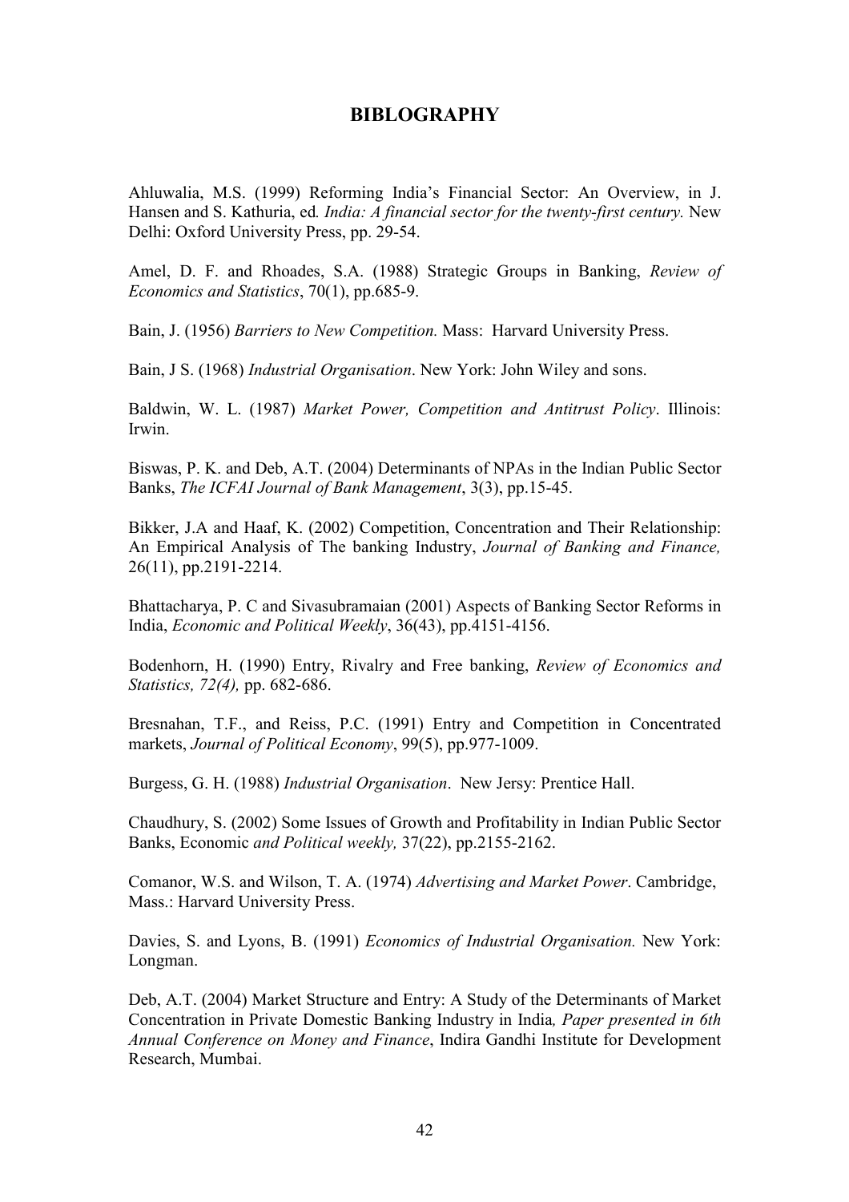## BIBLOGRAPHY

Ahluwalia, M.S. (1999) Reforming India's Financial Sector: An Overview, in J. Hansen and S. Kathuria, ed. *India: A financial sector for the twenty-first century.* New Delhi: Oxford University Press, pp. 29-54.

Amel, D. F. and Rhoades, S.A. (1988) Strategic Groups in Banking, *Review of Economics and Statistics*, 70(1), pp.685-9.

Bain, J. (1956) *Barriers to New Competition.* Mass: Harvard University Press.

Bain, J S. (1968) *Industrial Organisation*. New York: John Wiley and sons.

Baldwin, W. L. (1987) *Market Power, Competition and Antitrust Policy*. Illinois: Irwin.

Biswas, P. K. and Deb, A.T. (2004) Determinants of NPAs in the Indian Public Sector Banks, *The ICFAI Journal of Bank Management*, 3(3), pp.15-45.

Bikker, J.A and Haaf, K. (2002) Competition, Concentration and Their Relationship: An Empirical Analysis of The banking Industry, *Journal of Banking and Finance,* 26(11), pp.2191-2214.

Bhattacharya, P. C and Sivasubramaian (2001) Aspects of Banking Sector Reforms in India, *Economic and Political Weekly*, 36(43), pp.4151-4156.

Bodenhorn, H. (1990) Entry, Rivalry and Free banking, *Review of Economics and Statistics, 72(4),* pp. 682-686.

Bresnahan, T.F., and Reiss, P.C. (1991) Entry and Competition in Concentrated markets, *Journal of Political Economy*, 99(5), pp.977-1009.

Burgess, G. H. (1988) *Industrial Organisation*. New Jersy: Prentice Hall.

Chaudhury, S. (2002) Some Issues of Growth and Profitability in Indian Public Sector Banks, Economic *and Political weekly,* 37(22), pp.2155-2162.

Comanor, W.S. and Wilson, T. A. (1974) *Advertising and Market Power*. Cambridge, Mass.: Harvard University Press.

Davies, S. and Lyons, B. (1991) *Economics of Industrial Organisation.* New York: Longman.

Deb, A.T. (2004) Market Structure and Entry: A Study of the Determinants of Market Concentration in Private Domestic Banking Industry in India*, Paper presented in 6th Annual Conference on Money and Finance*, Indira Gandhi Institute for Development Research, Mumbai.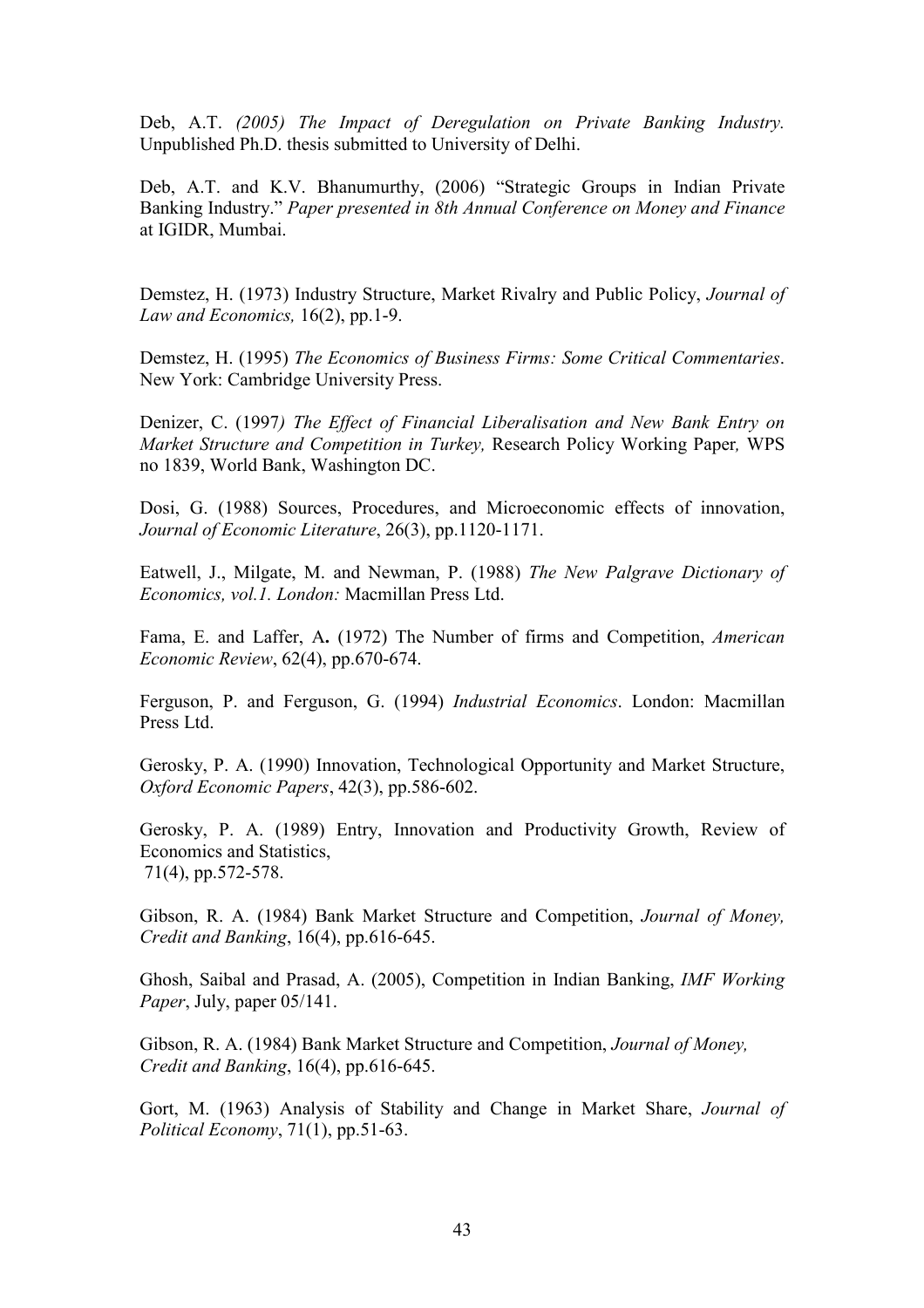Deb, A.T. *(2005) The Impact of Deregulation on Private Banking Industry.* Unpublished Ph.D. thesis submitted to University of Delhi.

Deb, A.T. and K.V. Bhanumurthy, (2006) "Strategic Groups in Indian Private Banking Industry." *Paper presented in 8th Annual Conference on Money and Finance* at IGIDR, Mumbai.

Demstez, H. (1973) Industry Structure, Market Rivalry and Public Policy, *Journal of Law and Economics,* 16(2), pp.1-9.

Demstez, H. (1995) *The Economics of Business Firms: Some Critical Commentaries*. New York: Cambridge University Press.

Denizer, C. (1997*) The Effect of Financial Liberalisation and New Bank Entry on Market Structure and Competition in Turkey,* Research Policy Working Paper*,* WPS no 1839, World Bank, Washington DC.

Dosi, G. (1988) Sources, Procedures, and Microeconomic effects of innovation, *Journal of Economic Literature*, 26(3), pp.1120-1171.

Eatwell, J., Milgate, M. and Newman, P. (1988) *The New Palgrave Dictionary of Economics, vol.1. London:* Macmillan Press Ltd.

Fama, E. and Laffer, A**.** (1972) The Number of firms and Competition, *American Economic Review*, 62(4), pp.670-674.

Ferguson, P. and Ferguson, G. (1994) *Industrial Economics*. London: Macmillan Press Ltd.

Gerosky, P. A. (1990) Innovation, Technological Opportunity and Market Structure, *Oxford Economic Papers*, 42(3), pp.586-602.

Gerosky, P. A. (1989) Entry, Innovation and Productivity Growth, Review of Economics and Statistics,
71(4), pp.572-578.

Gibson, R. A. (1984) Bank Market Structure and Competition, *Journal of Money, Credit and Banking*, 16(4), pp.616-645.

Ghosh, Saibal and Prasad, A. (2005), Competition in Indian Banking, *IMF Working Paper*, July, paper 05/141.

Gibson, R. A. (1984) Bank Market Structure and Competition, *Journal of Money, Credit and Banking*, 16(4), pp.616-645.

Gort, M. (1963) Analysis of Stability and Change in Market Share, *Journal of Political Economy*, 71(1), pp.51-63.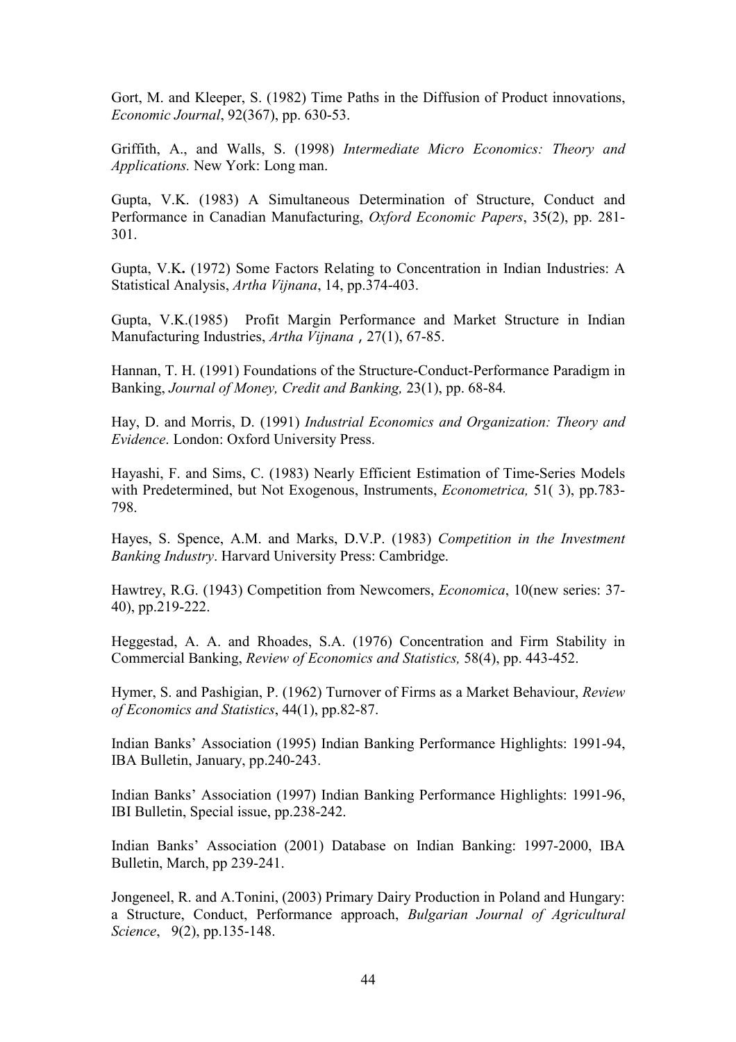Gort, M. and Kleeper, S. (1982) Time Paths in the Diffusion of Product innovations, *Economic Journal*, 92(367), pp. 630-53.

Griffith, A., and Walls, S. (1998) *Intermediate Micro Economics: Theory and Applications.* New York: Long man.

Gupta, V.K. (1983) A Simultaneous Determination of Structure, Conduct and Performance in Canadian Manufacturing, *Oxford Economic Papers*, 35(2), pp. 281-301.

Gupta, V.K**.** (1972) Some Factors Relating to Concentration in Indian Industries: A Statistical Analysis, *Artha Vijnana*, 14, pp.374-403.

Gupta, V.K.(1985) Profit Margin Performance and Market Structure in Indian Manufacturing Industries, *Artha Vijnana* , 27(1), 67-85.

Hannan, T. H. (1991) Foundations of the Structure-Conduct-Performance Paradigm in Banking, *Journal of Money, Credit and Banking,* 23(1), pp. 68-84*.*

Hay, D. and Morris, D. (1991) *Industrial Economics and Organization: Theory and Evidence*. London: Oxford University Press.

Hayashi, F. and Sims, C. (1983) Nearly Efficient Estimation of Time-Series Models with Predetermined, but Not Exogenous, Instruments, *Econometrica,* 51( 3), pp.783-798.

Hayes, S. Spence, A.M. and Marks, D.V.P. (1983) *Competition in the Investment Banking Industry*. Harvard University Press: Cambridge.

Hawtrey, R.G. (1943) Competition from Newcomers, *Economica*, 10(new series: 37-40), pp.219-222.

Heggestad, A. A. and Rhoades, S.A. (1976) Concentration and Firm Stability in Commercial Banking, *Review of Economics and Statistics,* 58(4), pp. 443-452.

Hymer, S. and Pashigian, P. (1962) Turnover of Firms as a Market Behaviour, *Review of Economics and Statistics*, 44(1), pp.82-87.

Indian Banks' Association (1995) Indian Banking Performance Highlights: 1991-94, IBA Bulletin, January, pp.240-243.

Indian Banks' Association (1997) Indian Banking Performance Highlights: 1991-96, IBI Bulletin, Special issue, pp.238-242.

Indian Banks' Association (2001) Database on Indian Banking: 1997-2000, IBA Bulletin, March, pp 239-241.

Jongeneel, R. and A.Tonini, (2003) Primary Dairy Production in Poland and Hungary: a Structure, Conduct, Performance approach, *Bulgarian Journal of Agricultural Science*, 9(2), pp.135-148.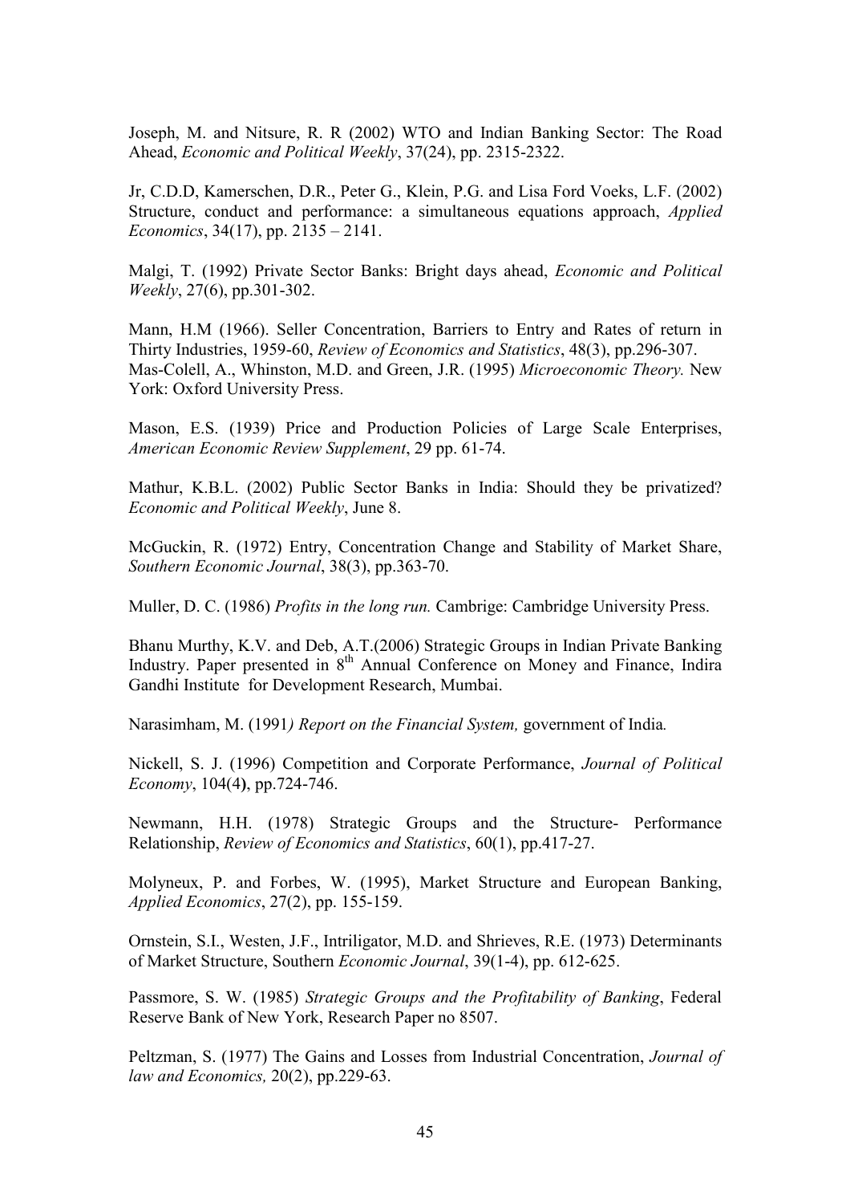Joseph, M. and Nitsure, R. R (2002) WTO and Indian Banking Sector: The Road Ahead, *Economic and Political Weekly*, 37(24), pp. 2315-2322.

Jr, C.D.D, Kamerschen, D.R., Peter G., Klein, P.G. and Lisa Ford Voeks, L.F. (2002) Structure, conduct and performance: a simultaneous equations approach, *Applied Economics*, 34(17), pp. 2135 – 2141.

Malgi, T. (1992) Private Sector Banks: Bright days ahead, *Economic and Political Weekly*, 27(6), pp.301-302.

Mann, H.M (1966). Seller Concentration, Barriers to Entry and Rates of return in Thirty Industries, 1959-60, *Review of Economics and Statistics*, 48(3), pp.296-307.
Mas-Colell, A., Whinston, M.D. and Green, J.R. (1995) *Microeconomic Theory.* New York: Oxford University Press.

Mason, E.S. (1939) Price and Production Policies of Large Scale Enterprises, *American Economic Review Supplement*, 29 pp. 61-74.

Mathur, K.B.L. (2002) Public Sector Banks in India: Should they be privatized? *Economic and Political Weekly*, June 8.

McGuckin, R. (1972) Entry, Concentration Change and Stability of Market Share, *Southern Economic Journal*, 38(3), pp.363-70.

Muller, D. C. (1986) *Profits in the long run.* Cambrige: Cambridge University Press.

Bhanu Murthy, K.V. and Deb, A.T.(2006) Strategic Groups in Indian Private Banking Industry. Paper presented in 8th Annual Conference on Money and Finance, Indira Gandhi Institute for Development Research, Mumbai.

Narasimham, M. (1991*) Report on the Financial System,* government of India*.*

Nickell, S. J. (1996) Competition and Corporate Performance, *Journal of Political Economy*, 104(4**)**, pp.724-746.

Newmann, H.H. (1978) Strategic Groups and the Structure- Performance Relationship, *Review of Economics and Statistics*, 60(1), pp.417-27.

Molyneux, P. and Forbes, W. (1995), Market Structure and European Banking, *Applied Economics*, 27(2), pp. 155-159.

Ornstein, S.I., Westen, J.F., Intriligator, M.D. and Shrieves, R.E. (1973) Determinants of Market Structure, Southern *Economic Journal*, 39(1-4), pp. 612-625.

Passmore, S. W. (1985) *Strategic Groups and the Profitability of Banking*, Federal Reserve Bank of New York, Research Paper no 8507.

Peltzman, S. (1977) The Gains and Losses from Industrial Concentration, *Journal of law and Economics,* 20(2), pp.229-63.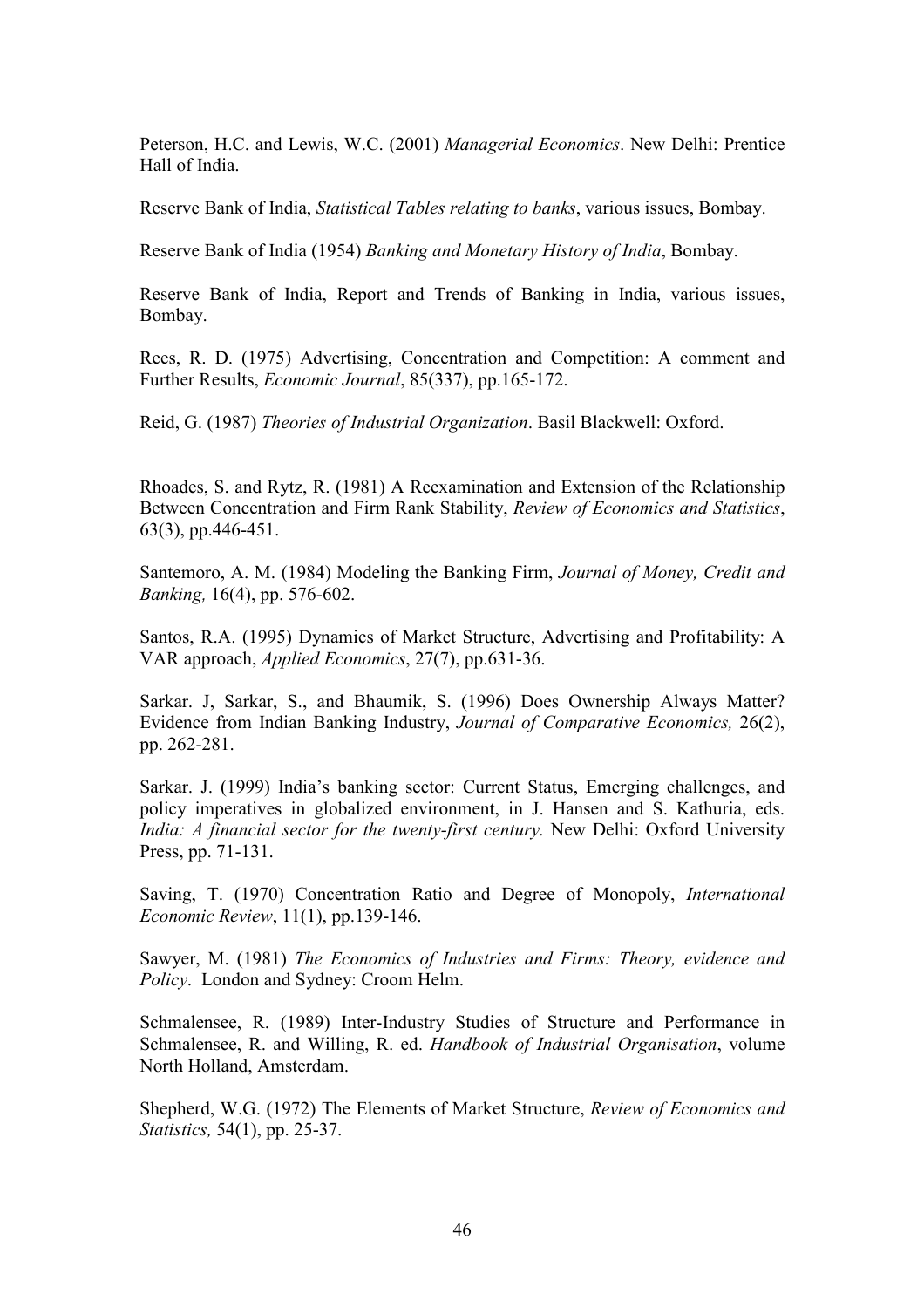Peterson, H.C. and Lewis, W.C. (2001) *Managerial Economics*. New Delhi: Prentice Hall of India.

Reserve Bank of India, *Statistical Tables relating to banks*, various issues, Bombay.

Reserve Bank of India (1954) *Banking and Monetary History of India*, Bombay.

Reserve Bank of India, Report and Trends of Banking in India, various issues, Bombay.

Rees, R. D. (1975) Advertising, Concentration and Competition: A comment and Further Results, *Economic Journal*, 85(337), pp.165-172.

Reid, G. (1987) *Theories of Industrial Organization*. Basil Blackwell: Oxford.

Rhoades, S. and Rytz, R. (1981) A Reexamination and Extension of the Relationship Between Concentration and Firm Rank Stability, *Review of Economics and Statistics*, 63(3), pp.446-451.

Santemoro, A. M. (1984) Modeling the Banking Firm, *Journal of Money, Credit and Banking,* 16(4), pp. 576-602.

Santos, R.A. (1995) Dynamics of Market Structure, Advertising and Profitability: A VAR approach, *Applied Economics*, 27(7), pp.631-36.

Sarkar. J, Sarkar, S., and Bhaumik, S. (1996) Does Ownership Always Matter? Evidence from Indian Banking Industry, *Journal of Comparative Economics,* 26(2), pp. 262-281.

Sarkar. J. (1999) India's banking sector: Current Status, Emerging challenges, and policy imperatives in globalized environment, in J. Hansen and S. Kathuria, eds. *India: A financial sector for the twenty-first century.* New Delhi: Oxford University Press, pp. 71-131.

Saving, T. (1970) Concentration Ratio and Degree of Monopoly, *International Economic Review*, 11(1), pp.139-146.

Sawyer, M. (1981) *The Economics of Industries and Firms: Theory, evidence and Policy*. London and Sydney: Croom Helm.

Schmalensee, R. (1989) Inter-Industry Studies of Structure and Performance in Schmalensee, R. and Willing, R. ed. *Handbook of Industrial Organisation*, volume North Holland, Amsterdam.

Shepherd, W.G. (1972) The Elements of Market Structure, *Review of Economics and Statistics,* 54(1), pp. 25-37.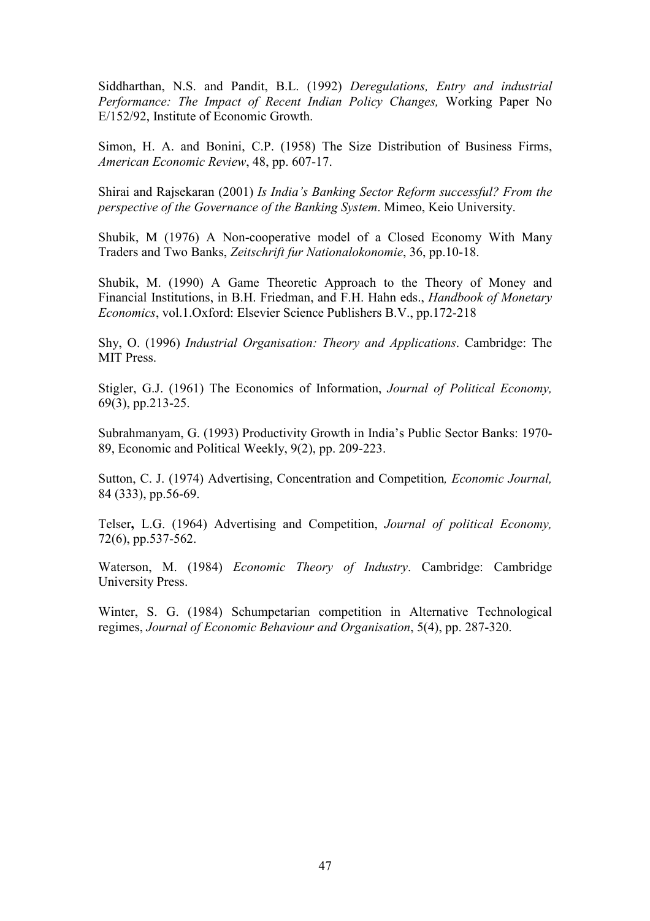Siddharthan, N.S. and Pandit, B.L. (1992) *Deregulations, Entry and industrial Performance: The Impact of Recent Indian Policy Changes,* Working Paper No E/152/92, Institute of Economic Growth.

Simon, H. A. and Bonini, C.P. (1958) The Size Distribution of Business Firms, *American Economic Review*, 48, pp. 607-17.

Shirai and Rajsekaran (2001) *Is India's Banking Sector Reform successful? From the perspective of the Governance of the Banking System*. Mimeo, Keio University.

Shubik, M (1976) A Non-cooperative model of a Closed Economy With Many Traders and Two Banks, *Zeitschrift fur Nationalokonomie*, 36, pp.10-18.

Shubik, M. (1990) A Game Theoretic Approach to the Theory of Money and Financial Institutions, in B.H. Friedman, and F.H. Hahn eds., *Handbook of Monetary Economics*, vol.1.Oxford: Elsevier Science Publishers B.V., pp.172-218

Shy, O. (1996) *Industrial Organisation: Theory and Applications*. Cambridge: The MIT Press.

Stigler, G.J. (1961) The Economics of Information, *Journal of Political Economy,* 69(3), pp.213-25.

Subrahmanyam, G. (1993) Productivity Growth in India's Public Sector Banks: 1970-89, Economic and Political Weekly, 9(2), pp. 209-223.

Sutton, C. J. (1974) Advertising, Concentration and Competition*, Economic Journal,* 84 (333), pp.56-69.

Telser**,** L.G. (1964) Advertising and Competition, *Journal of political Economy,* 72(6), pp.537-562.

Waterson, M. (1984) *Economic Theory of Industry*. Cambridge: Cambridge University Press.

Winter, S. G. (1984) Schumpetarian competition in Alternative Technological regimes, *Journal of Economic Behaviour and Organisation*, 5(4), pp. 287-320.